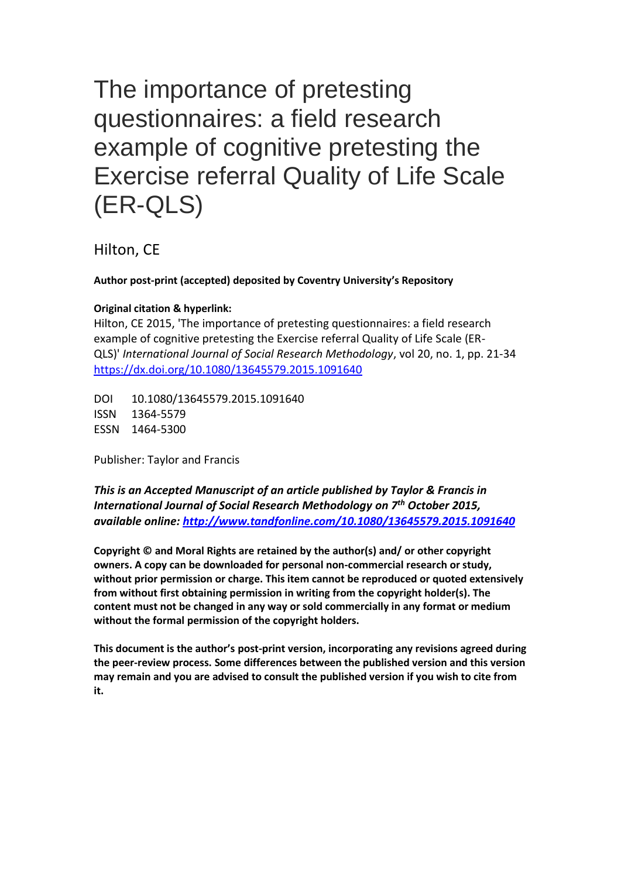# The importance of pretesting questionnaires: a field research example of cognitive pretesting the Exercise referral Quality of Life Scale (ER-QLS)

Hilton, CE

**Author post-print (accepted) deposited by Coventry University's Repository**

**Original citation & hyperlink:**

Hilton, CE 2015, 'The importance of pretesting questionnaires: a field research example of cognitive pretesting the Exercise referral Quality of Life Scale (ER-QLS)' *International Journal of Social Research Methodology*, vol 20, no. 1, pp. 21-34
https://dx.doi.org/10.1080/13645579.2015.1091640

DOI 10.1080/13645579.2015.1091640
ISSN 1364-5579
ESSN 1464-5300

Publisher: Taylor and Francis

***This is an Accepted Manuscript of an article published by Taylor & Francis in International Journal of Social Research Methodology on 7th October 2015, available online: http://www.tandfonline.com/10.1080/13645579.2015.1091640***

**Copyright © and Moral Rights are retained by the author(s) and/ or other copyright owners. A copy can be downloaded for personal non-commercial research or study, without prior permission or charge. This item cannot be reproduced or quoted extensively from without first obtaining permission in writing from the copyright holder(s). The content must not be changed in any way or sold commercially in any format or medium without the formal permission of the copyright holders.**

**This document is the author's post-print version, incorporating any revisions agreed during the peer-review process. Some differences between the published version and this version may remain and you are advised to consult the published version if you wish to cite from it.**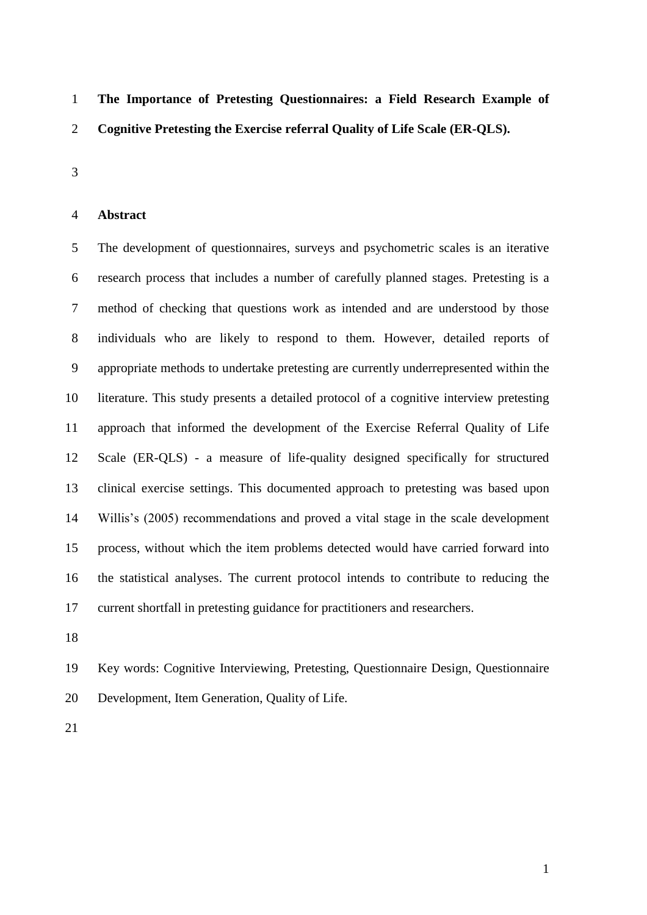# The Importance of Pretesting Questionnaires: a Field Research Example of Cognitive Pretesting the Exercise referral Quality of Life Scale (ER-QLS).

## Abstract

The development of questionnaires, surveys and psychometric scales is an iterative research process that includes a number of carefully planned stages. Pretesting is a method of checking that questions work as intended and are understood by those individuals who are likely to respond to them. However, detailed reports of appropriate methods to undertake pretesting are currently underrepresented within the literature. This study presents a detailed protocol of a cognitive interview pretesting approach that informed the development of the Exercise Referral Quality of Life Scale (ER-QLS) - a measure of life-quality designed specifically for structured clinical exercise settings. This documented approach to pretesting was based upon Willis's (2005) recommendations and proved a vital stage in the scale development process, without which the item problems detected would have carried forward into the statistical analyses. The current protocol intends to contribute to reducing the current shortfall in pretesting guidance for practitioners and researchers.

Key words: Cognitive Interviewing, Pretesting, Questionnaire Design, Questionnaire Development, Item Generation, Quality of Life.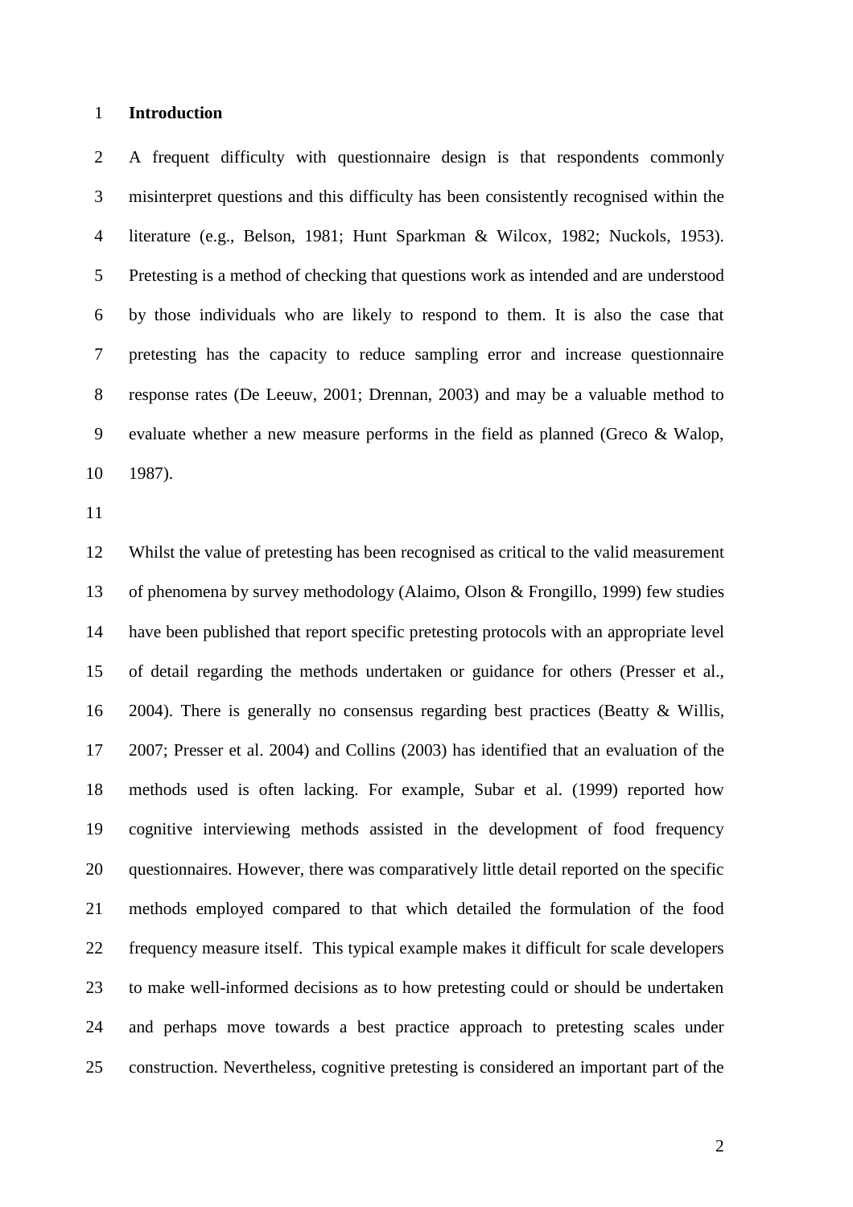## Introduction

A frequent difficulty with questionnaire design is that respondents commonly misinterpret questions and this difficulty has been consistently recognised within the literature (e.g., Belson, 1981; Hunt Sparkman & Wilcox, 1982; Nuckols, 1953). Pretesting is a method of checking that questions work as intended and are understood by those individuals who are likely to respond to them. It is also the case that pretesting has the capacity to reduce sampling error and increase questionnaire response rates (De Leeuw, 2001; Drennan, 2003) and may be a valuable method to evaluate whether a new measure performs in the field as planned (Greco & Walop, 1987).

Whilst the value of pretesting has been recognised as critical to the valid measurement of phenomena by survey methodology (Alaimo, Olson & Frongillo, 1999) few studies have been published that report specific pretesting protocols with an appropriate level of detail regarding the methods undertaken or guidance for others (Presser et al., 2004). There is generally no consensus regarding best practices (Beatty & Willis, 2007; Presser et al. 2004) and Collins (2003) has identified that an evaluation of the methods used is often lacking. For example, Subar et al. (1999) reported how cognitive interviewing methods assisted in the development of food frequency questionnaires. However, there was comparatively little detail reported on the specific methods employed compared to that which detailed the formulation of the food frequency measure itself. This typical example makes it difficult for scale developers to make well-informed decisions as to how pretesting could or should be undertaken and perhaps move towards a best practice approach to pretesting scales under construction. Nevertheless, cognitive pretesting is considered an important part of the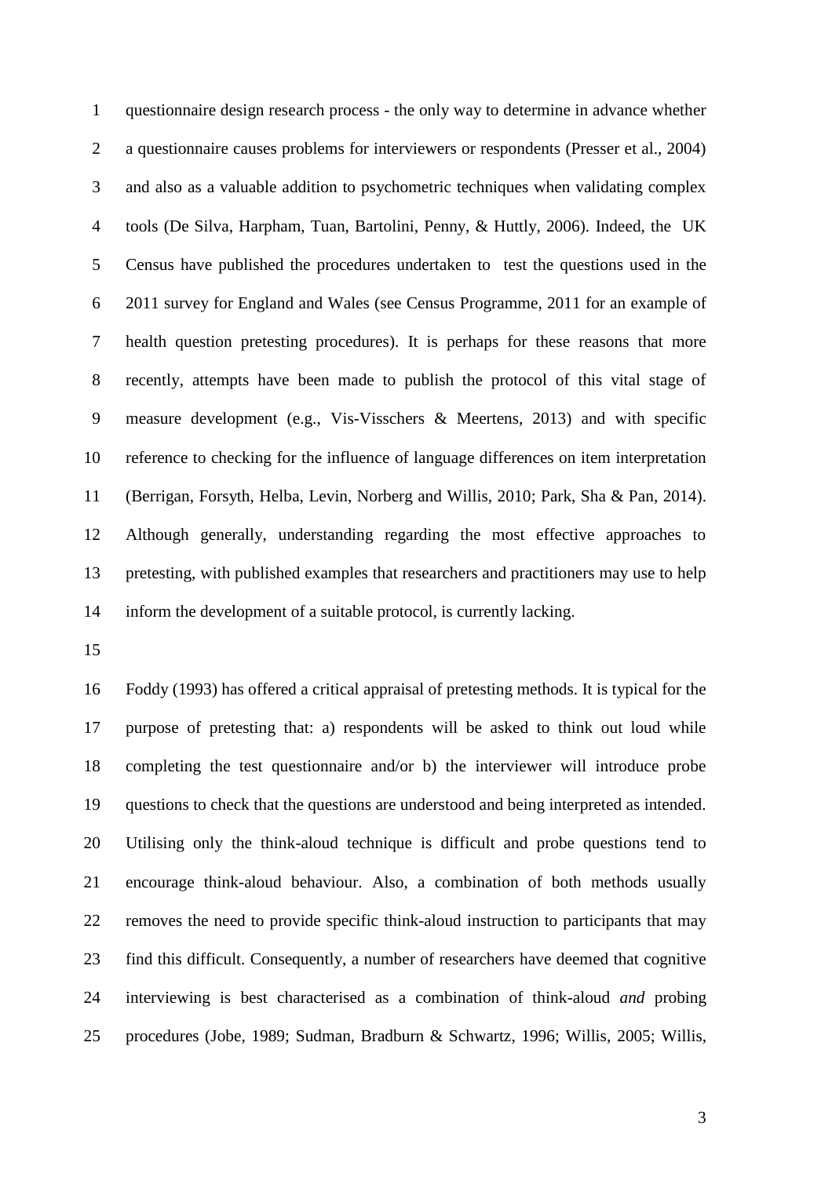questionnaire design research process - the only way to determine in advance whether a questionnaire causes problems for interviewers or respondents (Presser et al., 2004) and also as a valuable addition to psychometric techniques when validating complex tools (De Silva, Harpham, Tuan, Bartolini, Penny, & Huttly, 2006). Indeed, the UK Census have published the procedures undertaken to test the questions used in the 2011 survey for England and Wales (see Census Programme, 2011 for an example of health question pretesting procedures). It is perhaps for these reasons that more recently, attempts have been made to publish the protocol of this vital stage of measure development (e.g., Vis-Visschers & Meertens, 2013) and with specific reference to checking for the influence of language differences on item interpretation (Berrigan, Forsyth, Helba, Levin, Norberg and Willis, 2010; Park, Sha & Pan, 2014). Although generally, understanding regarding the most effective approaches to pretesting, with published examples that researchers and practitioners may use to help inform the development of a suitable protocol, is currently lacking.

Foddy (1993) has offered a critical appraisal of pretesting methods. It is typical for the purpose of pretesting that: a) respondents will be asked to think out loud while completing the test questionnaire and/or b) the interviewer will introduce probe questions to check that the questions are understood and being interpreted as intended. Utilising only the think-aloud technique is difficult and probe questions tend to encourage think-aloud behaviour. Also, a combination of both methods usually removes the need to provide specific think-aloud instruction to participants that may find this difficult. Consequently, a number of researchers have deemed that cognitive interviewing is best characterised as a combination of think-aloud *and* probing procedures (Jobe, 1989; Sudman, Bradburn & Schwartz, 1996; Willis, 2005; Willis,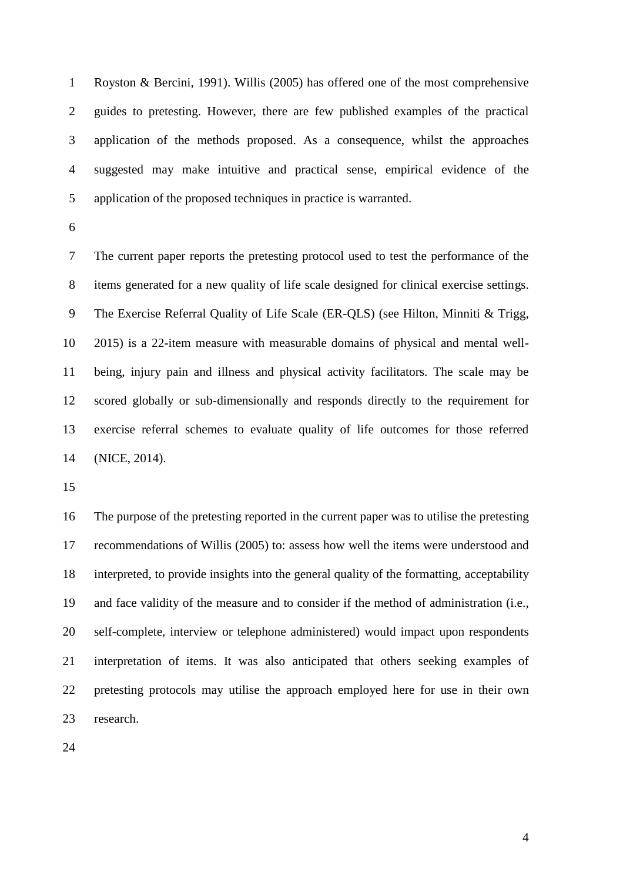Royston & Bercini, 1991). Willis (2005) has offered one of the most comprehensive guides to pretesting. However, there are few published examples of the practical application of the methods proposed. As a consequence, whilst the approaches suggested may make intuitive and practical sense, empirical evidence of the application of the proposed techniques in practice is warranted.

The current paper reports the pretesting protocol used to test the performance of the items generated for a new quality of life scale designed for clinical exercise settings. The Exercise Referral Quality of Life Scale (ER-QLS) (see Hilton, Minniti & Trigg, 2015) is a 22-item measure with measurable domains of physical and mental well-being, injury pain and illness and physical activity facilitators. The scale may be scored globally or sub-dimensionally and responds directly to the requirement for exercise referral schemes to evaluate quality of life outcomes for those referred (NICE, 2014).

The purpose of the pretesting reported in the current paper was to utilise the pretesting recommendations of Willis (2005) to: assess how well the items were understood and interpreted, to provide insights into the general quality of the formatting, acceptability and face validity of the measure and to consider if the method of administration (i.e., self-complete, interview or telephone administered) would impact upon respondents interpretation of items. It was also anticipated that others seeking examples of pretesting protocols may utilise the approach employed here for use in their own research.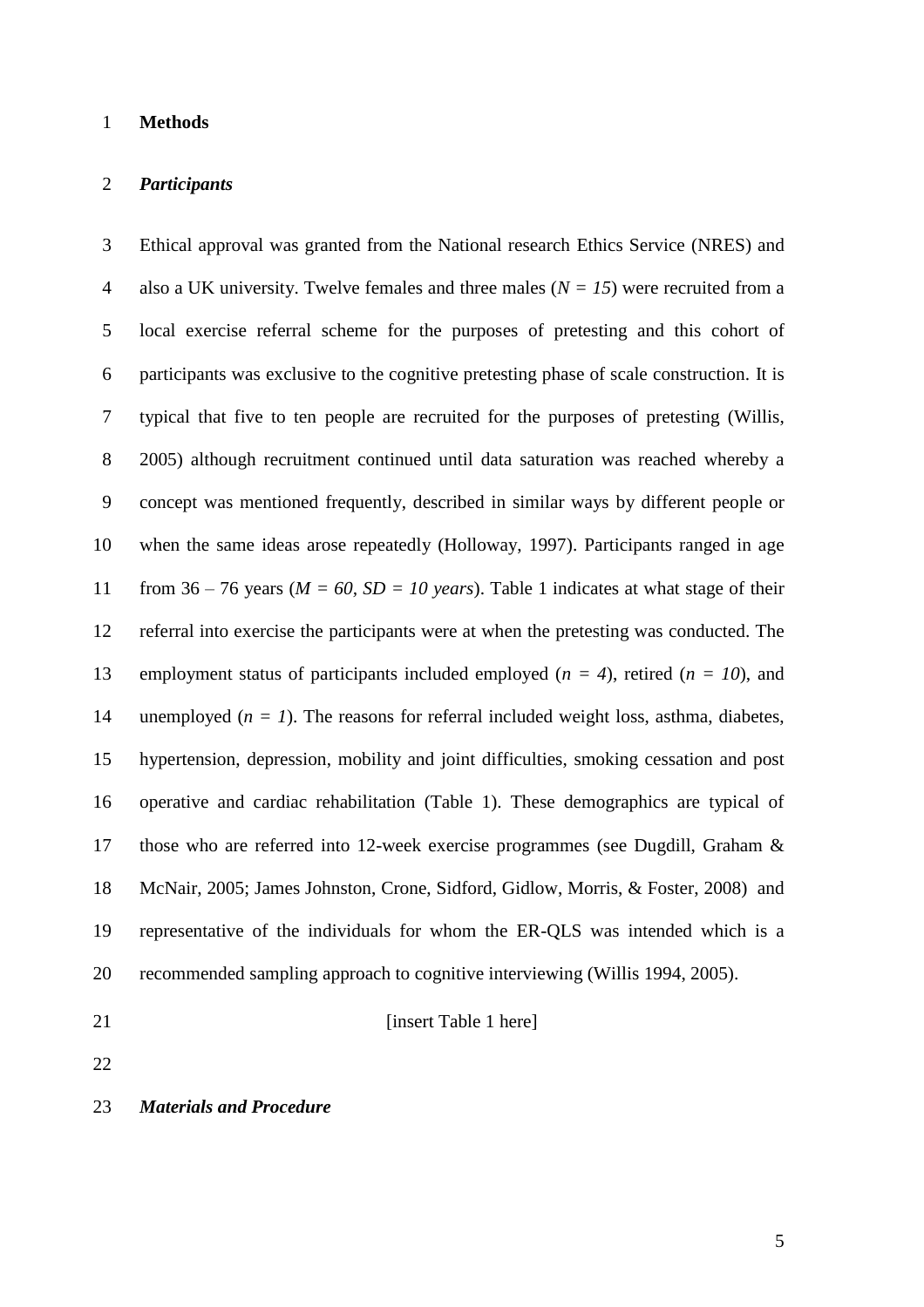# Methods

## *Participants*

Ethical approval was granted from the National research Ethics Service (NRES) and also a UK university. Twelve females and three males (*N = 15*) were recruited from a local exercise referral scheme for the purposes of pretesting and this cohort of participants was exclusive to the cognitive pretesting phase of scale construction. It is typical that five to ten people are recruited for the purposes of pretesting (Willis, 2005) although recruitment continued until data saturation was reached whereby a concept was mentioned frequently, described in similar ways by different people or when the same ideas arose repeatedly (Holloway, 1997). Participants ranged in age from 36 – 76 years (*M = 60, SD = 10 years*). Table 1 indicates at what stage of their referral into exercise the participants were at when the pretesting was conducted. The employment status of participants included employed (*n = 4*), retired (*n = 10*), and unemployed (*n = 1*). The reasons for referral included weight loss, asthma, diabetes, hypertension, depression, mobility and joint difficulties, smoking cessation and post operative and cardiac rehabilitation (Table 1). These demographics are typical of those who are referred into 12-week exercise programmes (see Dugdill, Graham & McNair, 2005; James Johnston, Crone, Sidford, Gidlow, Morris, & Foster, 2008) and representative of the individuals for whom the ER-QLS was intended which is a recommended sampling approach to cognitive interviewing (Willis 1994, 2005).

[insert Table 1 here]

## *Materials and Procedure*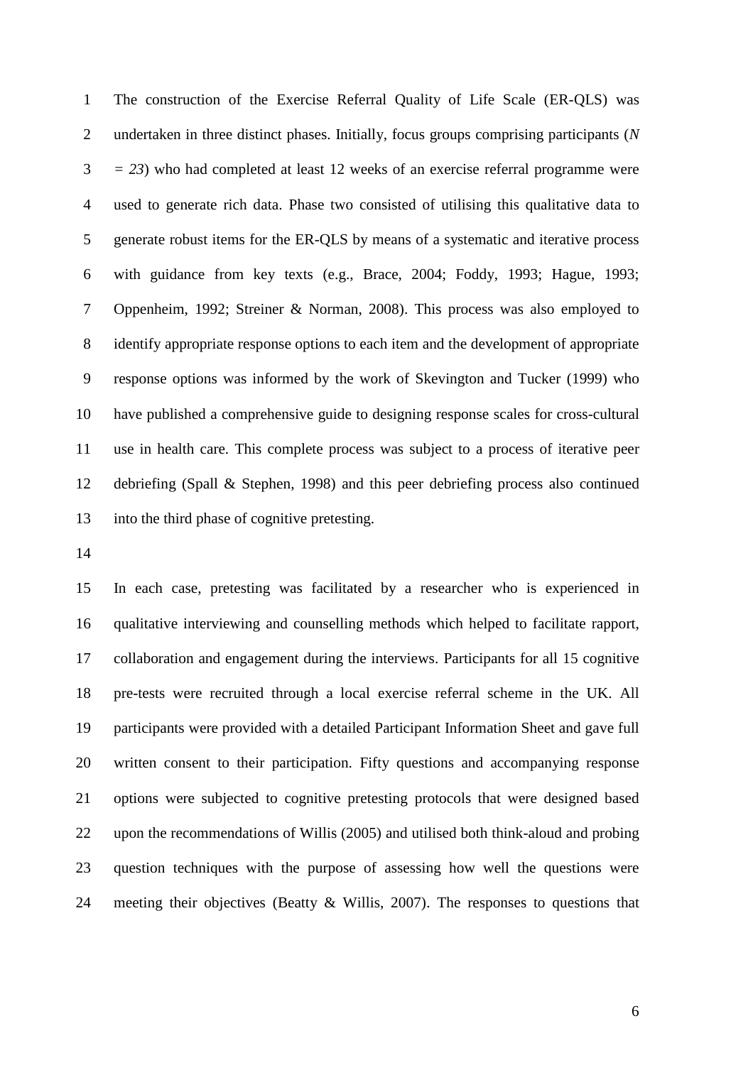The construction of the Exercise Referral Quality of Life Scale (ER-QLS) was undertaken in three distinct phases. Initially, focus groups comprising participants (*N = 23*) who had completed at least 12 weeks of an exercise referral programme were used to generate rich data. Phase two consisted of utilising this qualitative data to generate robust items for the ER-QLS by means of a systematic and iterative process with guidance from key texts (e.g., Brace, 2004; Foddy, 1993; Hague, 1993; Oppenheim, 1992; Streiner & Norman, 2008). This process was also employed to identify appropriate response options to each item and the development of appropriate response options was informed by the work of Skevington and Tucker (1999) who have published a comprehensive guide to designing response scales for cross-cultural use in health care. This complete process was subject to a process of iterative peer debriefing (Spall & Stephen, 1998) and this peer debriefing process also continued into the third phase of cognitive pretesting.

In each case, pretesting was facilitated by a researcher who is experienced in qualitative interviewing and counselling methods which helped to facilitate rapport, collaboration and engagement during the interviews. Participants for all 15 cognitive pre-tests were recruited through a local exercise referral scheme in the UK. All participants were provided with a detailed Participant Information Sheet and gave full written consent to their participation. Fifty questions and accompanying response options were subjected to cognitive pretesting protocols that were designed based upon the recommendations of Willis (2005) and utilised both think-aloud and probing question techniques with the purpose of assessing how well the questions were meeting their objectives (Beatty & Willis, 2007). The responses to questions that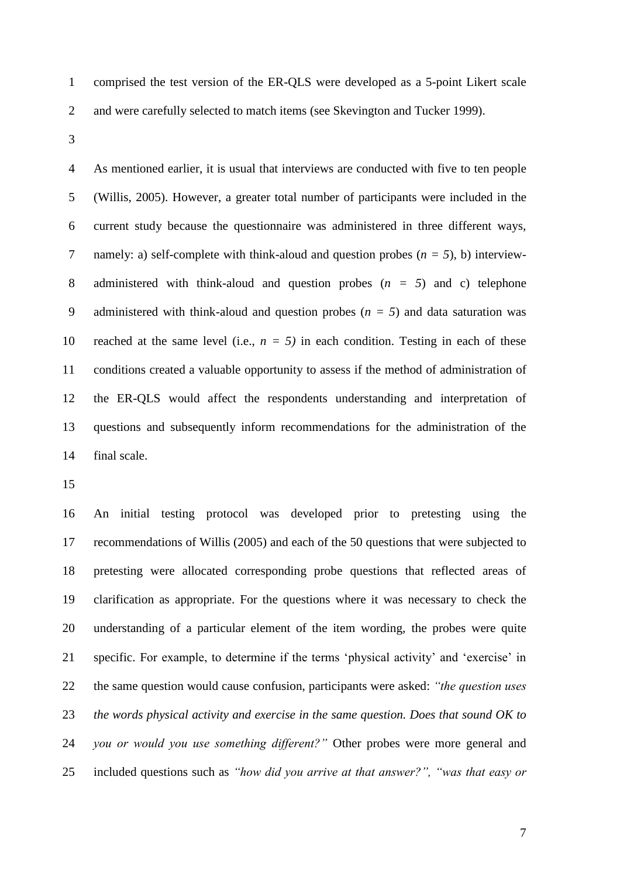comprised the test version of the ER-QLS were developed as a 5-point Likert scale and were carefully selected to match items (see Skevington and Tucker 1999).

As mentioned earlier, it is usual that interviews are conducted with five to ten people (Willis, 2005). However, a greater total number of participants were included in the current study because the questionnaire was administered in three different ways, namely: a) self-complete with think-aloud and question probes ($n = 5$), b) interview-administered with think-aloud and question probes ($n = 5$) and c) telephone administered with think-aloud and question probes ($n = 5$) and data saturation was reached at the same level (i.e., $n = 5$) in each condition. Testing in each of these conditions created a valuable opportunity to assess if the method of administration of the ER-QLS would affect the respondents understanding and interpretation of questions and subsequently inform recommendations for the administration of the final scale.

An initial testing protocol was developed prior to pretesting using the recommendations of Willis (2005) and each of the 50 questions that were subjected to pretesting were allocated corresponding probe questions that reflected areas of clarification as appropriate. For the questions where it was necessary to check the understanding of a particular element of the item wording, the probes were quite specific. For example, to determine if the terms 'physical activity' and 'exercise' in the same question would cause confusion, participants were asked: *"the question uses the words physical activity and exercise in the same question. Does that sound OK to you or would you use something different?"* Other probes were more general and included questions such as *"how did you arrive at that answer?", "was that easy or*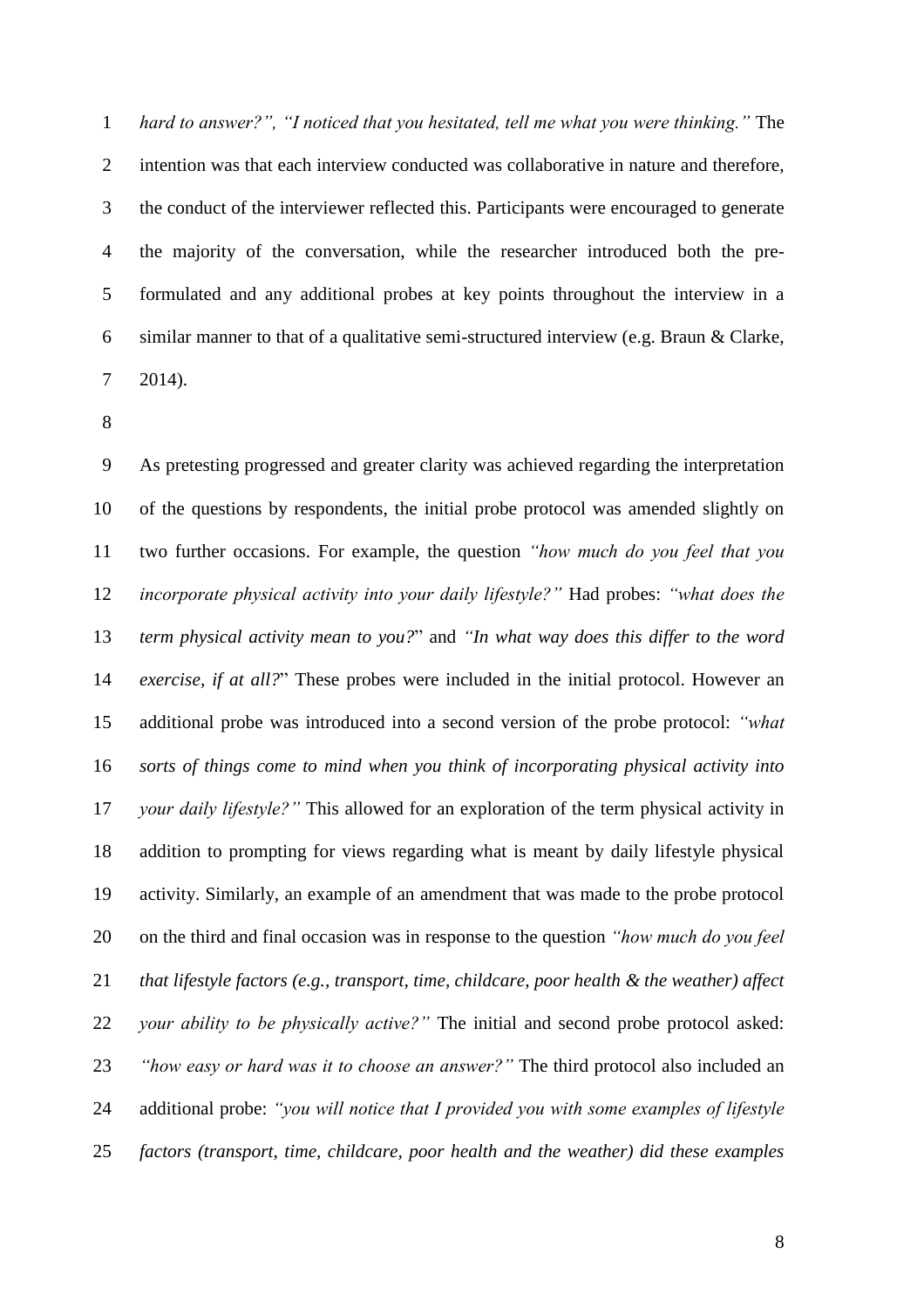*hard to answer?", "I noticed that you hesitated, tell me what you were thinking."* The intention was that each interview conducted was collaborative in nature and therefore, the conduct of the interviewer reflected this. Participants were encouraged to generate the majority of the conversation, while the researcher introduced both the pre-formulated and any additional probes at key points throughout the interview in a similar manner to that of a qualitative semi-structured interview (e.g. Braun & Clarke, 2014).

As pretesting progressed and greater clarity was achieved regarding the interpretation of the questions by respondents, the initial probe protocol was amended slightly on two further occasions. For example, the question *"how much do you feel that you incorporate physical activity into your daily lifestyle?"* Had probes: *"what does the term physical activity mean to you?*" and *"In what way does this differ to the word exercise, if at all?*" These probes were included in the initial protocol. However an additional probe was introduced into a second version of the probe protocol: *"what sorts of things come to mind when you think of incorporating physical activity into your daily lifestyle?"* This allowed for an exploration of the term physical activity in addition to prompting for views regarding what is meant by daily lifestyle physical activity. Similarly, an example of an amendment that was made to the probe protocol on the third and final occasion was in response to the question *"how much do you feel that lifestyle factors (e.g., transport, time, childcare, poor health & the weather) affect your ability to be physically active?"* The initial and second probe protocol asked: *"how easy or hard was it to choose an answer?"* The third protocol also included an additional probe: *"you will notice that I provided you with some examples of lifestyle factors (transport, time, childcare, poor health and the weather) did these examples*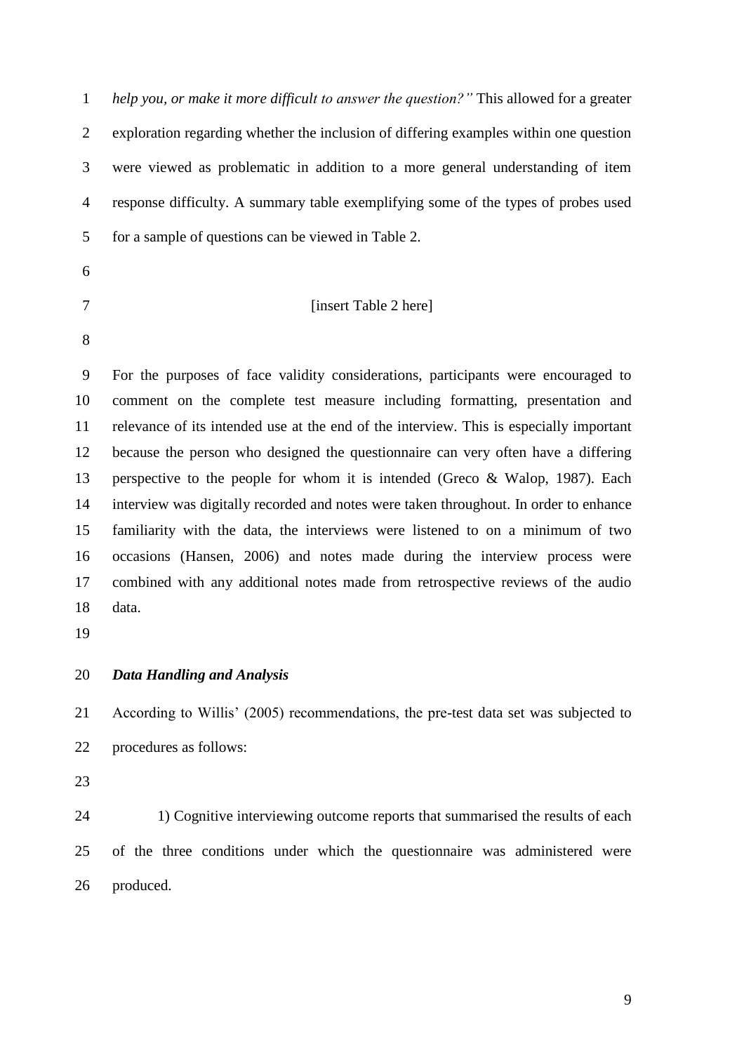*help you, or make it more difficult to answer the question?"* This allowed for a greater exploration regarding whether the inclusion of differing examples within one question were viewed as problematic in addition to a more general understanding of item response difficulty. A summary table exemplifying some of the types of probes used for a sample of questions can be viewed in Table 2.

[insert Table 2 here]

For the purposes of face validity considerations, participants were encouraged to comment on the complete test measure including formatting, presentation and relevance of its intended use at the end of the interview. This is especially important because the person who designed the questionnaire can very often have a differing perspective to the people for whom it is intended (Greco & Walop, 1987). Each interview was digitally recorded and notes were taken throughout. In order to enhance familiarity with the data, the interviews were listened to on a minimum of two occasions (Hansen, 2006) and notes made during the interview process were combined with any additional notes made from retrospective reviews of the audio data.

### *Data Handling and Analysis*

According to Willis' (2005) recommendations, the pre-test data set was subjected to procedures as follows:

1) Cognitive interviewing outcome reports that summarised the results of each of the three conditions under which the questionnaire was administered were produced.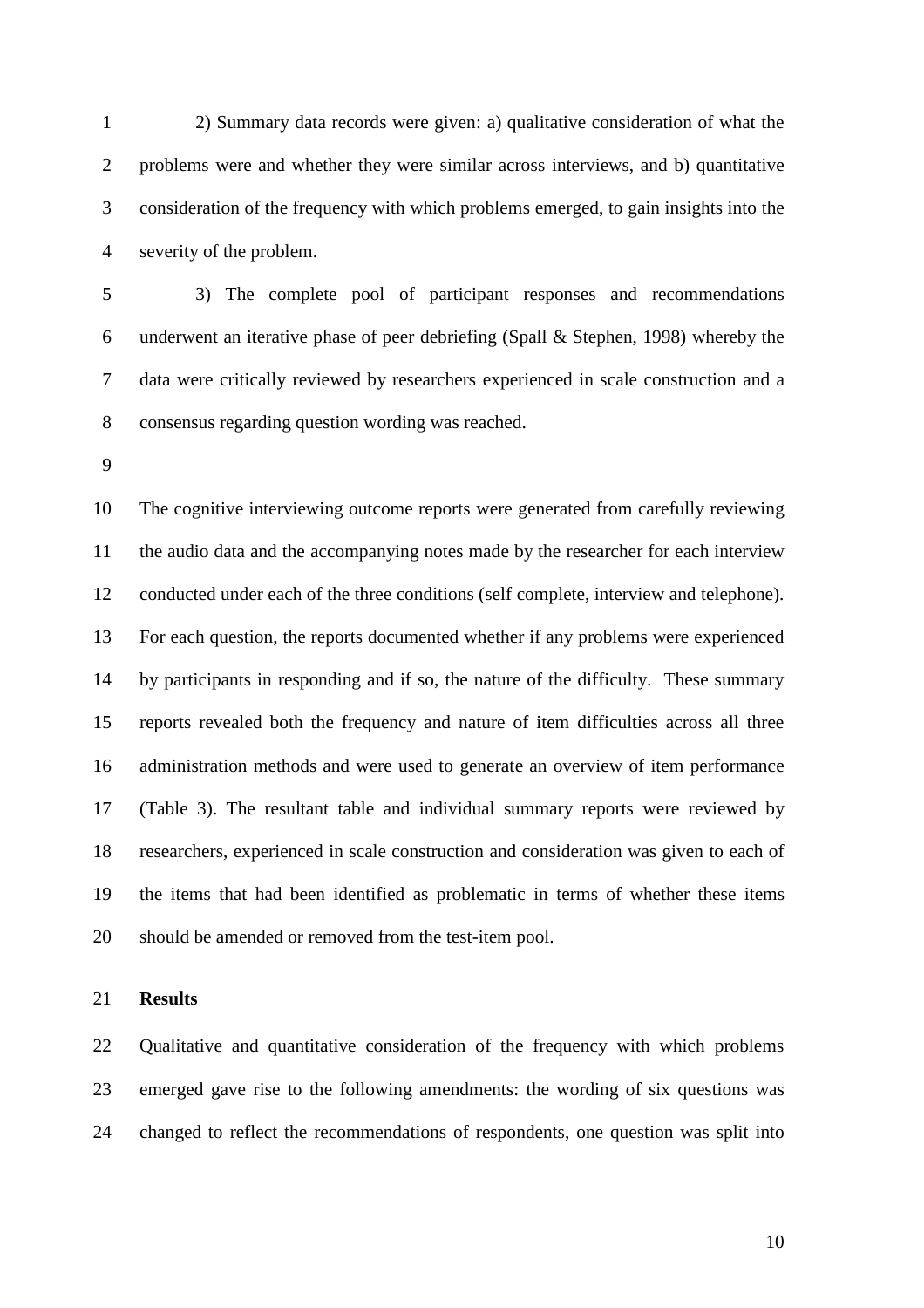2) Summary data records were given: a) qualitative consideration of what the problems were and whether they were similar across interviews, and b) quantitative consideration of the frequency with which problems emerged, to gain insights into the severity of the problem.

3) The complete pool of participant responses and recommendations underwent an iterative phase of peer debriefing (Spall & Stephen, 1998) whereby the data were critically reviewed by researchers experienced in scale construction and a consensus regarding question wording was reached.

The cognitive interviewing outcome reports were generated from carefully reviewing the audio data and the accompanying notes made by the researcher for each interview conducted under each of the three conditions (self complete, interview and telephone). For each question, the reports documented whether if any problems were experienced by participants in responding and if so, the nature of the difficulty. These summary reports revealed both the frequency and nature of item difficulties across all three administration methods and were used to generate an overview of item performance (Table 3). The resultant table and individual summary reports were reviewed by researchers, experienced in scale construction and consideration was given to each of the items that had been identified as problematic in terms of whether these items should be amended or removed from the test-item pool.

**Results**

Qualitative and quantitative consideration of the frequency with which problems emerged gave rise to the following amendments: the wording of six questions was changed to reflect the recommendations of respondents, one question was split into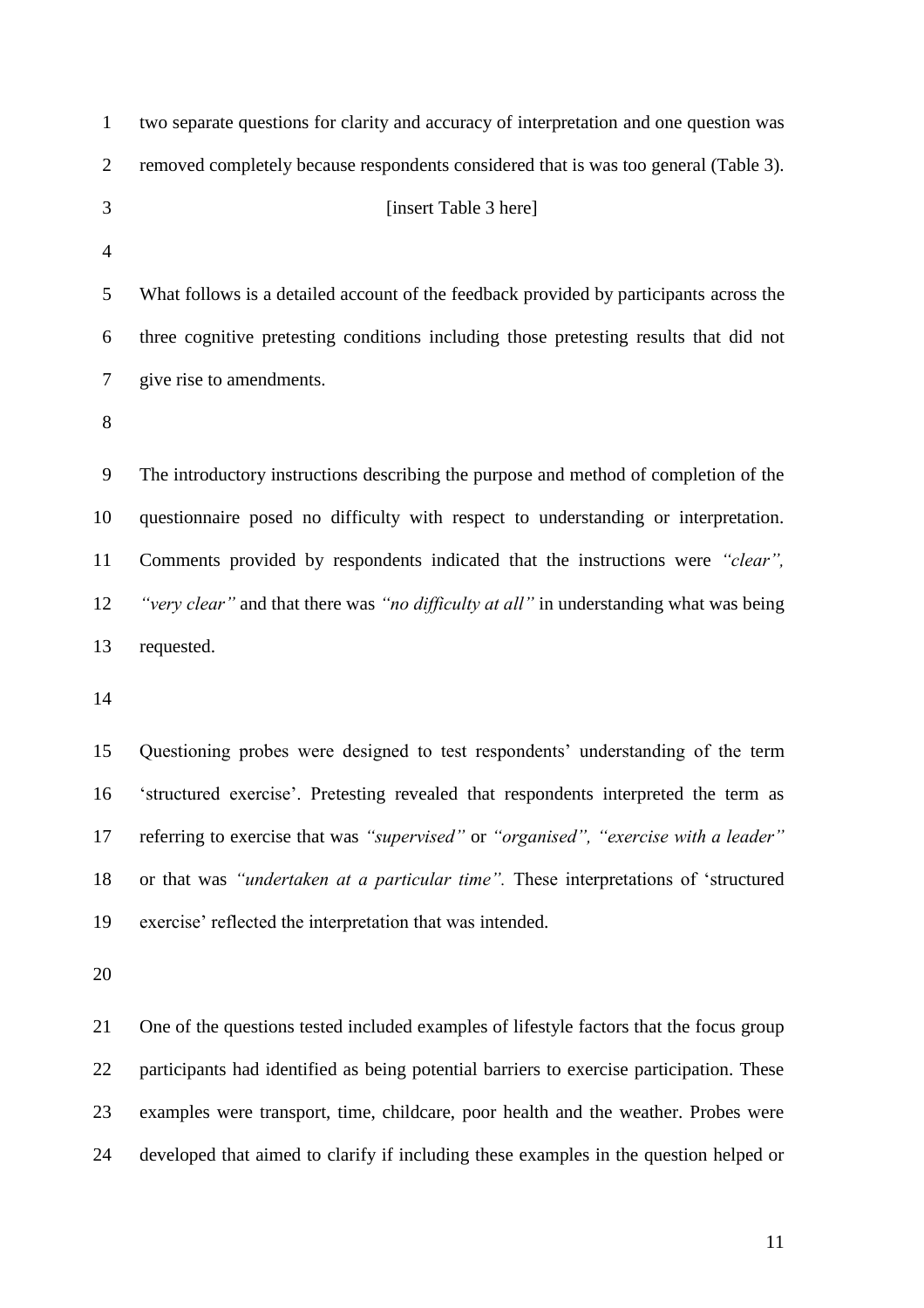two separate questions for clarity and accuracy of interpretation and one question was removed completely because respondents considered that is was too general (Table 3).

[insert Table 3 here]

What follows is a detailed account of the feedback provided by participants across the three cognitive pretesting conditions including those pretesting results that did not give rise to amendments.

The introductory instructions describing the purpose and method of completion of the questionnaire posed no difficulty with respect to understanding or interpretation. Comments provided by respondents indicated that the instructions were *"clear", "very clear"* and that there was *"no difficulty at all"* in understanding what was being requested.

Questioning probes were designed to test respondents' understanding of the term 'structured exercise'. Pretesting revealed that respondents interpreted the term as referring to exercise that was *"supervised"* or *"organised", "exercise with a leader"* or that was *"undertaken at a particular time".* These interpretations of 'structured exercise' reflected the interpretation that was intended.

One of the questions tested included examples of lifestyle factors that the focus group participants had identified as being potential barriers to exercise participation. These examples were transport, time, childcare, poor health and the weather. Probes were developed that aimed to clarify if including these examples in the question helped or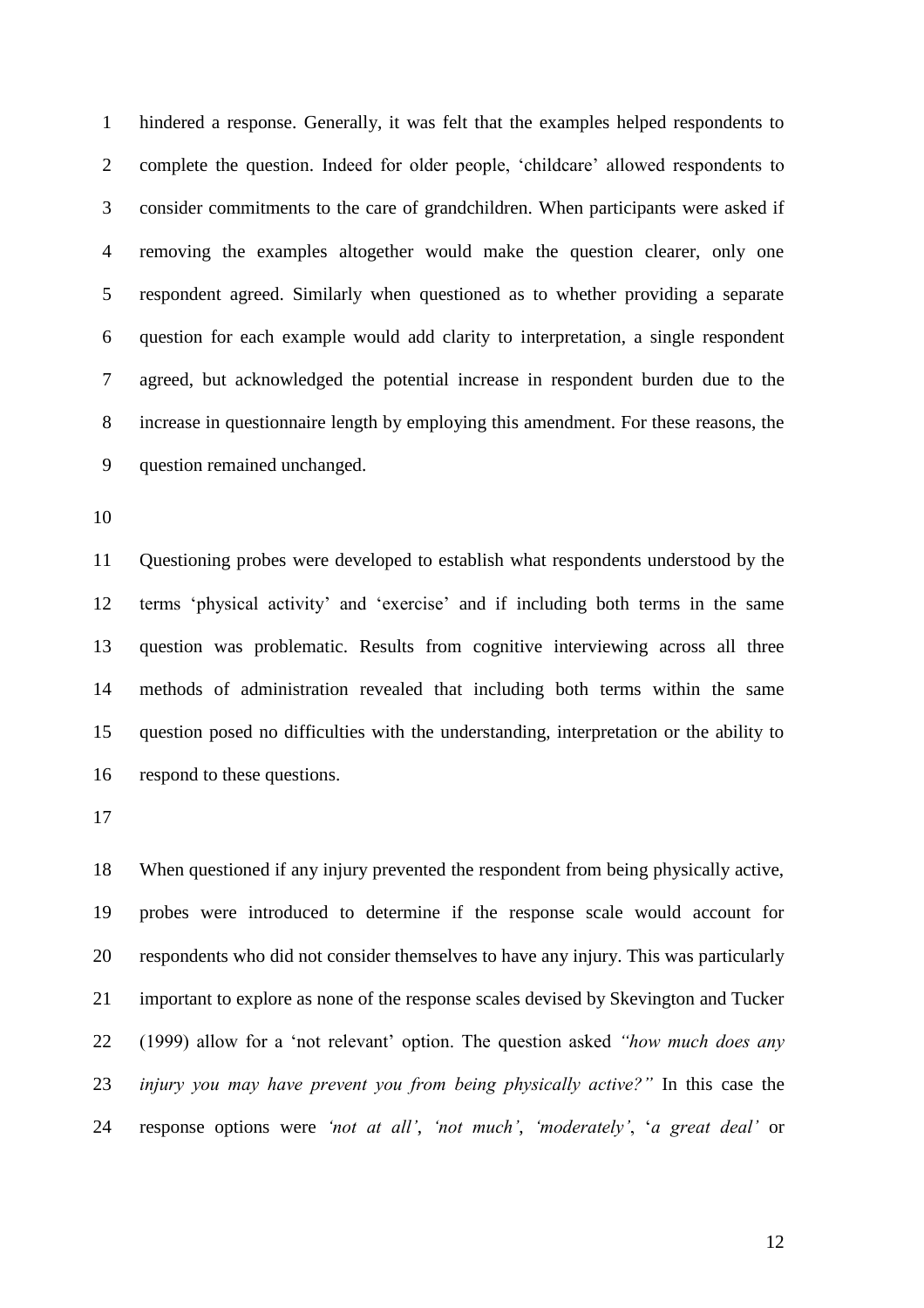hindered a response. Generally, it was felt that the examples helped respondents to complete the question. Indeed for older people, 'childcare' allowed respondents to consider commitments to the care of grandchildren. When participants were asked if removing the examples altogether would make the question clearer, only one respondent agreed. Similarly when questioned as to whether providing a separate question for each example would add clarity to interpretation, a single respondent agreed, but acknowledged the potential increase in respondent burden due to the increase in questionnaire length by employing this amendment. For these reasons, the question remained unchanged.

Questioning probes were developed to establish what respondents understood by the terms 'physical activity' and 'exercise' and if including both terms in the same question was problematic. Results from cognitive interviewing across all three methods of administration revealed that including both terms within the same question posed no difficulties with the understanding, interpretation or the ability to respond to these questions.

When questioned if any injury prevented the respondent from being physically active, probes were introduced to determine if the response scale would account for respondents who did not consider themselves to have any injury. This was particularly important to explore as none of the response scales devised by Skevington and Tucker (1999) allow for a 'not relevant' option. The question asked *"how much does any injury you may have prevent you from being physically active?"* In this case the response options were *'not at all'*, *'not much'*, *'moderately'*, '*a great deal'* or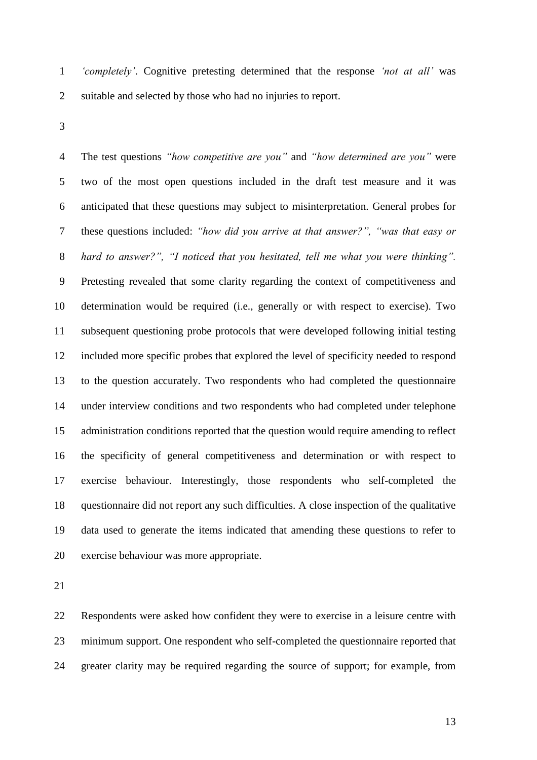*'completely'*. Cognitive pretesting determined that the response *'not at all'* was suitable and selected by those who had no injuries to report.

The test questions *"how competitive are you"* and *"how determined are you"* were two of the most open questions included in the draft test measure and it was anticipated that these questions may subject to misinterpretation. General probes for these questions included: *"how did you arrive at that answer?", "was that easy or hard to answer?", "I noticed that you hesitated, tell me what you were thinking".* Pretesting revealed that some clarity regarding the context of competitiveness and determination would be required (i.e., generally or with respect to exercise). Two subsequent questioning probe protocols that were developed following initial testing included more specific probes that explored the level of specificity needed to respond to the question accurately. Two respondents who had completed the questionnaire under interview conditions and two respondents who had completed under telephone administration conditions reported that the question would require amending to reflect the specificity of general competitiveness and determination or with respect to exercise behaviour. Interestingly, those respondents who self-completed the questionnaire did not report any such difficulties. A close inspection of the qualitative data used to generate the items indicated that amending these questions to refer to exercise behaviour was more appropriate.

Respondents were asked how confident they were to exercise in a leisure centre with minimum support. One respondent who self-completed the questionnaire reported that greater clarity may be required regarding the source of support; for example, from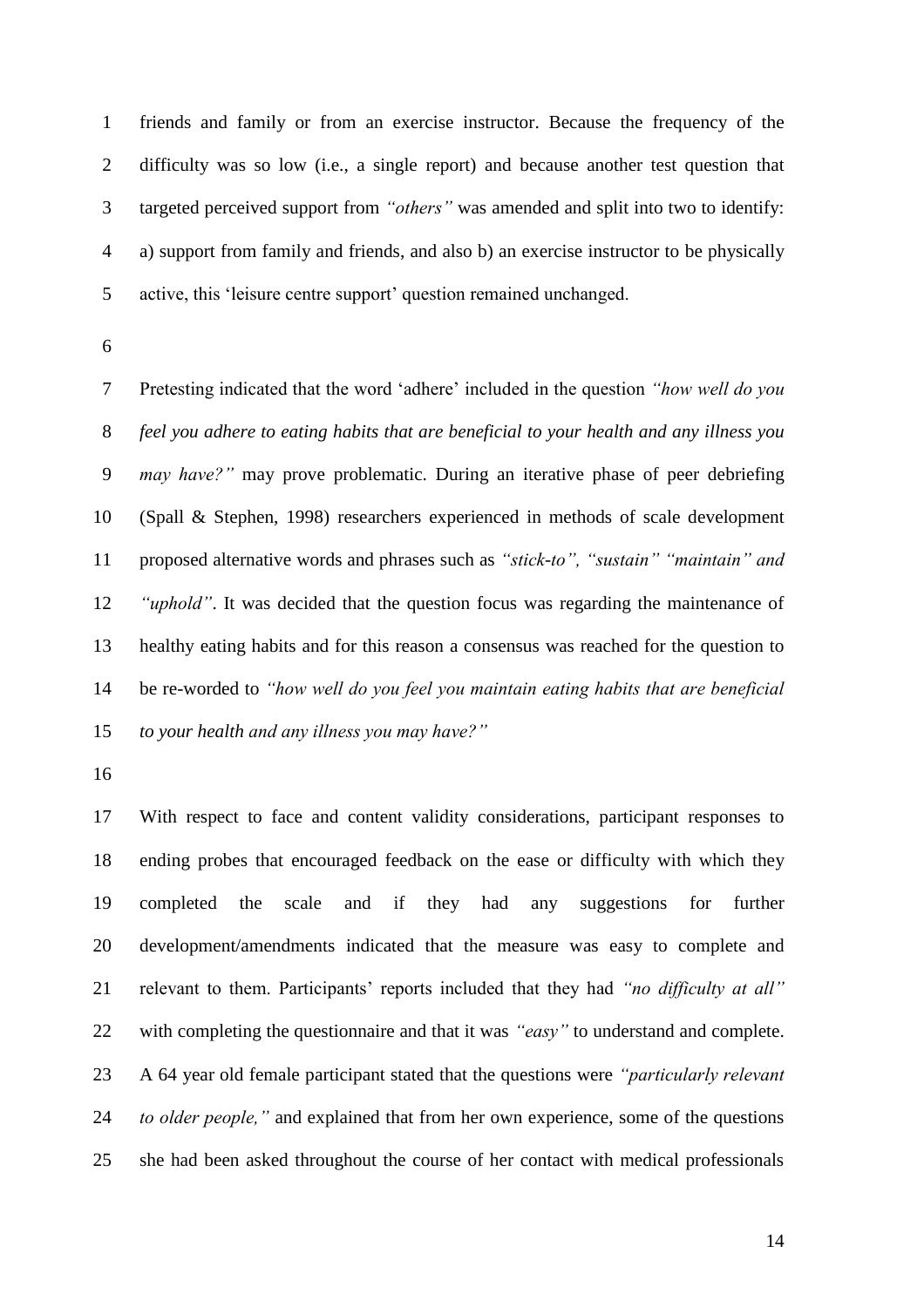friends and family or from an exercise instructor. Because the frequency of the difficulty was so low (i.e., a single report) and because another test question that targeted perceived support from *"others"* was amended and split into two to identify: a) support from family and friends, and also b) an exercise instructor to be physically active, this 'leisure centre support' question remained unchanged.

Pretesting indicated that the word 'adhere' included in the question *"how well do you feel you adhere to eating habits that are beneficial to your health and any illness you may have?"* may prove problematic. During an iterative phase of peer debriefing (Spall & Stephen, 1998) researchers experienced in methods of scale development proposed alternative words and phrases such as *"stick-to", "sustain" "maintain" and "uphold"*. It was decided that the question focus was regarding the maintenance of healthy eating habits and for this reason a consensus was reached for the question to be re-worded to *"how well do you feel you maintain eating habits that are beneficial to your health and any illness you may have?"*

With respect to face and content validity considerations, participant responses to ending probes that encouraged feedback on the ease or difficulty with which they completed the scale and if they had any suggestions for further development/amendments indicated that the measure was easy to complete and relevant to them. Participants' reports included that they had *"no difficulty at all"* with completing the questionnaire and that it was *"easy"* to understand and complete. A 64 year old female participant stated that the questions were *"particularly relevant to older people,"* and explained that from her own experience, some of the questions she had been asked throughout the course of her contact with medical professionals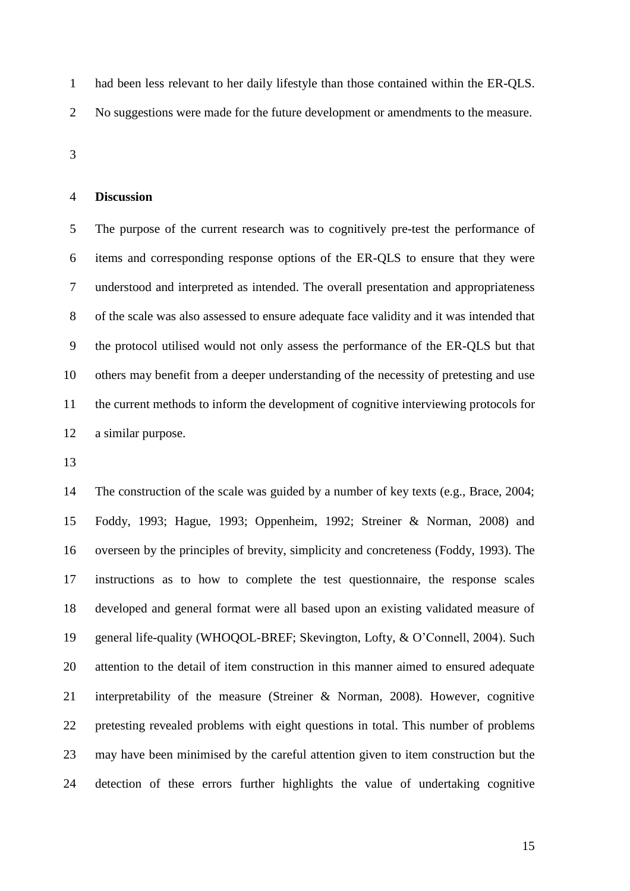had been less relevant to her daily lifestyle than those contained within the ER-QLS. No suggestions were made for the future development or amendments to the measure.

## Discussion

The purpose of the current research was to cognitively pre-test the performance of items and corresponding response options of the ER-QLS to ensure that they were understood and interpreted as intended. The overall presentation and appropriateness of the scale was also assessed to ensure adequate face validity and it was intended that the protocol utilised would not only assess the performance of the ER-QLS but that others may benefit from a deeper understanding of the necessity of pretesting and use the current methods to inform the development of cognitive interviewing protocols for a similar purpose.

The construction of the scale was guided by a number of key texts (e.g., Brace, 2004; Foddy, 1993; Hague, 1993; Oppenheim, 1992; Streiner & Norman, 2008) and overseen by the principles of brevity, simplicity and concreteness (Foddy, 1993). The instructions as to how to complete the test questionnaire, the response scales developed and general format were all based upon an existing validated measure of general life-quality (WHOQOL-BREF; Skevington, Lofty, & O'Connell, 2004). Such attention to the detail of item construction in this manner aimed to ensured adequate interpretability of the measure (Streiner & Norman, 2008). However, cognitive pretesting revealed problems with eight questions in total. This number of problems may have been minimised by the careful attention given to item construction but the detection of these errors further highlights the value of undertaking cognitive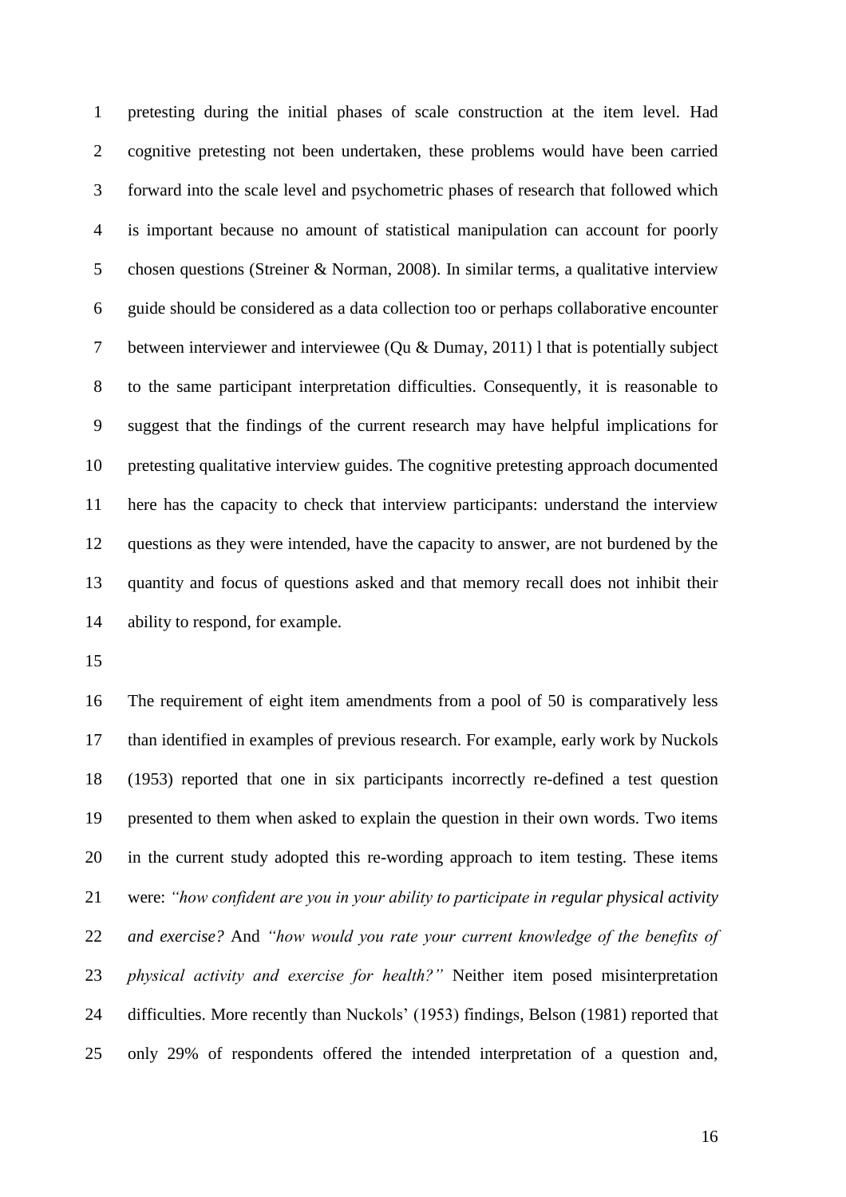pretesting during the initial phases of scale construction at the item level. Had cognitive pretesting not been undertaken, these problems would have been carried forward into the scale level and psychometric phases of research that followed which is important because no amount of statistical manipulation can account for poorly chosen questions (Streiner & Norman, 2008). In similar terms, a qualitative interview guide should be considered as a data collection too or perhaps collaborative encounter between interviewer and interviewee (Qu & Dumay, 2011) l that is potentially subject to the same participant interpretation difficulties. Consequently, it is reasonable to suggest that the findings of the current research may have helpful implications for pretesting qualitative interview guides. The cognitive pretesting approach documented here has the capacity to check that interview participants: understand the interview questions as they were intended, have the capacity to answer, are not burdened by the quantity and focus of questions asked and that memory recall does not inhibit their ability to respond, for example.

The requirement of eight item amendments from a pool of 50 is comparatively less than identified in examples of previous research. For example, early work by Nuckols (1953) reported that one in six participants incorrectly re-defined a test question presented to them when asked to explain the question in their own words. Two items in the current study adopted this re-wording approach to item testing. These items were: *"how confident are you in your ability to participate in regular physical activity and exercise?* And *"how would you rate your current knowledge of the benefits of physical activity and exercise for health?"* Neither item posed misinterpretation difficulties. More recently than Nuckols' (1953) findings, Belson (1981) reported that only 29% of respondents offered the intended interpretation of a question and,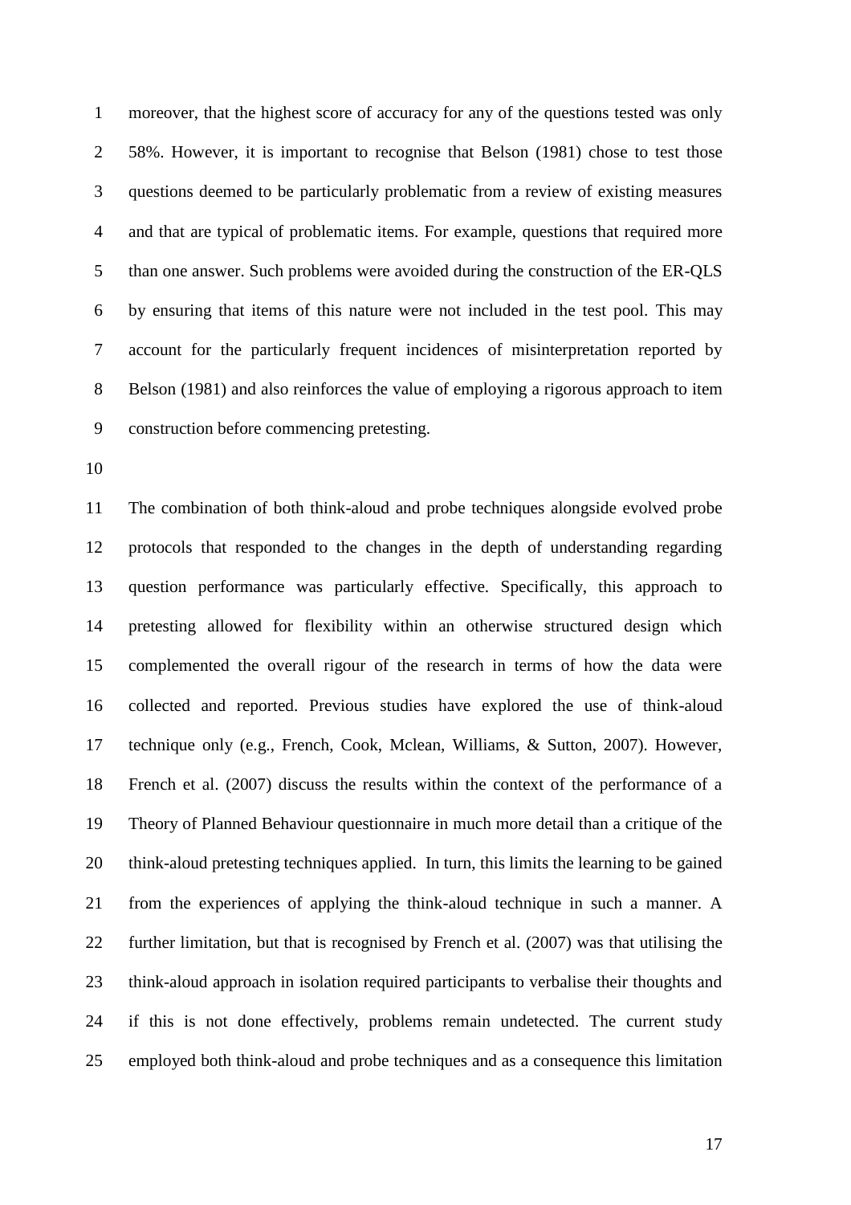moreover, that the highest score of accuracy for any of the questions tested was only 58%. However, it is important to recognise that Belson (1981) chose to test those questions deemed to be particularly problematic from a review of existing measures and that are typical of problematic items. For example, questions that required more than one answer. Such problems were avoided during the construction of the ER-QLS by ensuring that items of this nature were not included in the test pool. This may account for the particularly frequent incidences of misinterpretation reported by Belson (1981) and also reinforces the value of employing a rigorous approach to item construction before commencing pretesting.

The combination of both think-aloud and probe techniques alongside evolved probe protocols that responded to the changes in the depth of understanding regarding question performance was particularly effective. Specifically, this approach to pretesting allowed for flexibility within an otherwise structured design which complemented the overall rigour of the research in terms of how the data were collected and reported. Previous studies have explored the use of think-aloud technique only (e.g., French, Cook, Mclean, Williams, & Sutton, 2007). However, French et al. (2007) discuss the results within the context of the performance of a Theory of Planned Behaviour questionnaire in much more detail than a critique of the think-aloud pretesting techniques applied. In turn, this limits the learning to be gained from the experiences of applying the think-aloud technique in such a manner. A further limitation, but that is recognised by French et al. (2007) was that utilising the think-aloud approach in isolation required participants to verbalise their thoughts and if this is not done effectively, problems remain undetected. The current study employed both think-aloud and probe techniques and as a consequence this limitation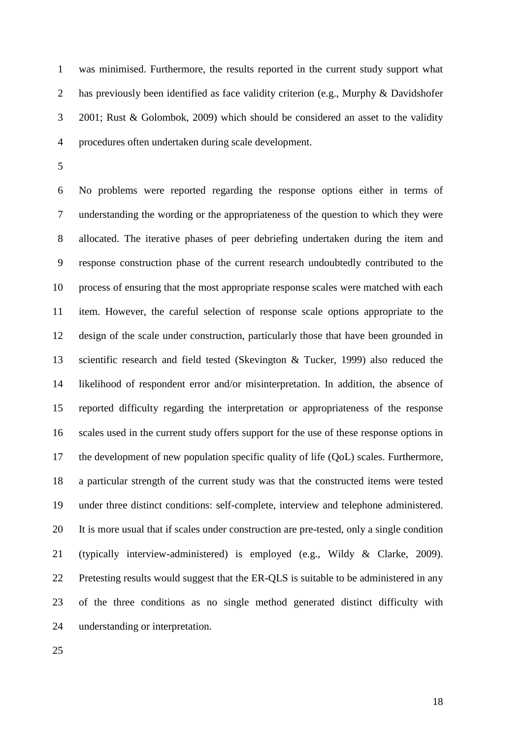was minimised. Furthermore, the results reported in the current study support what has previously been identified as face validity criterion (e.g., Murphy & Davidshofer 2001; Rust & Golombok, 2009) which should be considered an asset to the validity procedures often undertaken during scale development.

No problems were reported regarding the response options either in terms of understanding the wording or the appropriateness of the question to which they were allocated. The iterative phases of peer debriefing undertaken during the item and response construction phase of the current research undoubtedly contributed to the process of ensuring that the most appropriate response scales were matched with each item. However, the careful selection of response scale options appropriate to the design of the scale under construction, particularly those that have been grounded in scientific research and field tested (Skevington & Tucker, 1999) also reduced the likelihood of respondent error and/or misinterpretation. In addition, the absence of reported difficulty regarding the interpretation or appropriateness of the response scales used in the current study offers support for the use of these response options in the development of new population specific quality of life (QoL) scales. Furthermore, a particular strength of the current study was that the constructed items were tested under three distinct conditions: self-complete, interview and telephone administered. It is more usual that if scales under construction are pre-tested, only a single condition (typically interview-administered) is employed (e.g., Wildy & Clarke, 2009). Pretesting results would suggest that the ER-QLS is suitable to be administered in any of the three conditions as no single method generated distinct difficulty with understanding or interpretation.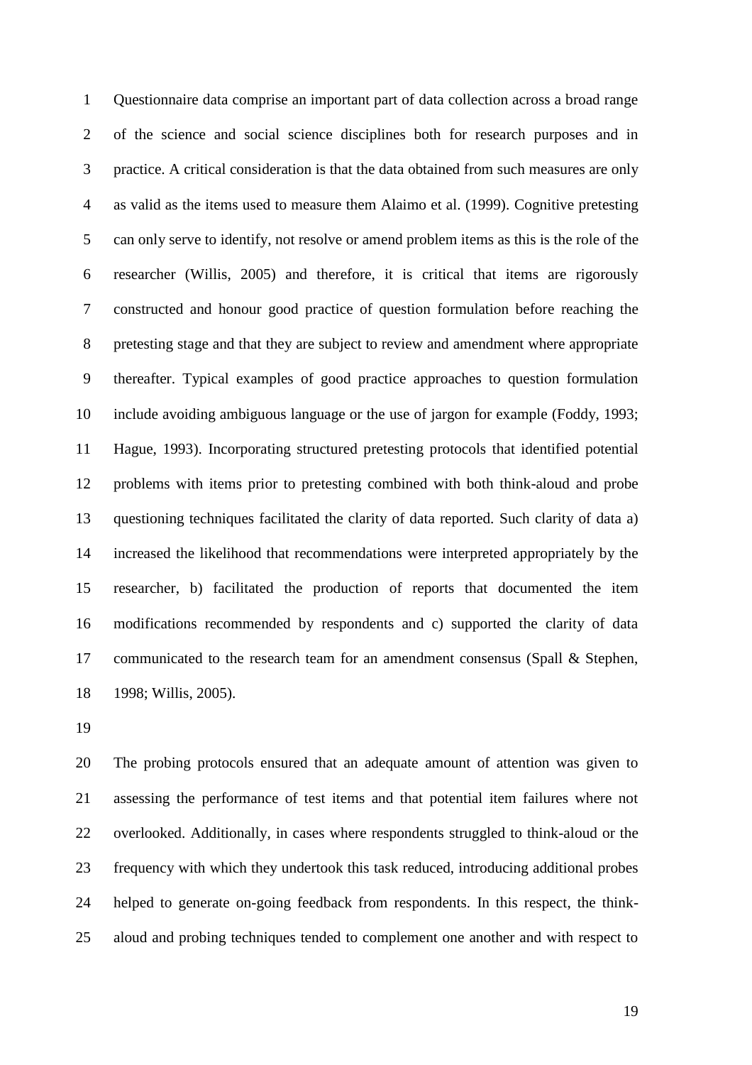Questionnaire data comprise an important part of data collection across a broad range of the science and social science disciplines both for research purposes and in practice. A critical consideration is that the data obtained from such measures are only as valid as the items used to measure them Alaimo et al. (1999). Cognitive pretesting can only serve to identify, not resolve or amend problem items as this is the role of the researcher (Willis, 2005) and therefore, it is critical that items are rigorously constructed and honour good practice of question formulation before reaching the pretesting stage and that they are subject to review and amendment where appropriate thereafter. Typical examples of good practice approaches to question formulation include avoiding ambiguous language or the use of jargon for example (Foddy, 1993; Hague, 1993). Incorporating structured pretesting protocols that identified potential problems with items prior to pretesting combined with both think-aloud and probe questioning techniques facilitated the clarity of data reported. Such clarity of data a) increased the likelihood that recommendations were interpreted appropriately by the researcher, b) facilitated the production of reports that documented the item modifications recommended by respondents and c) supported the clarity of data communicated to the research team for an amendment consensus (Spall & Stephen, 1998; Willis, 2005).

The probing protocols ensured that an adequate amount of attention was given to assessing the performance of test items and that potential item failures where not overlooked. Additionally, in cases where respondents struggled to think-aloud or the frequency with which they undertook this task reduced, introducing additional probes helped to generate on-going feedback from respondents. In this respect, the think-aloud and probing techniques tended to complement one another and with respect to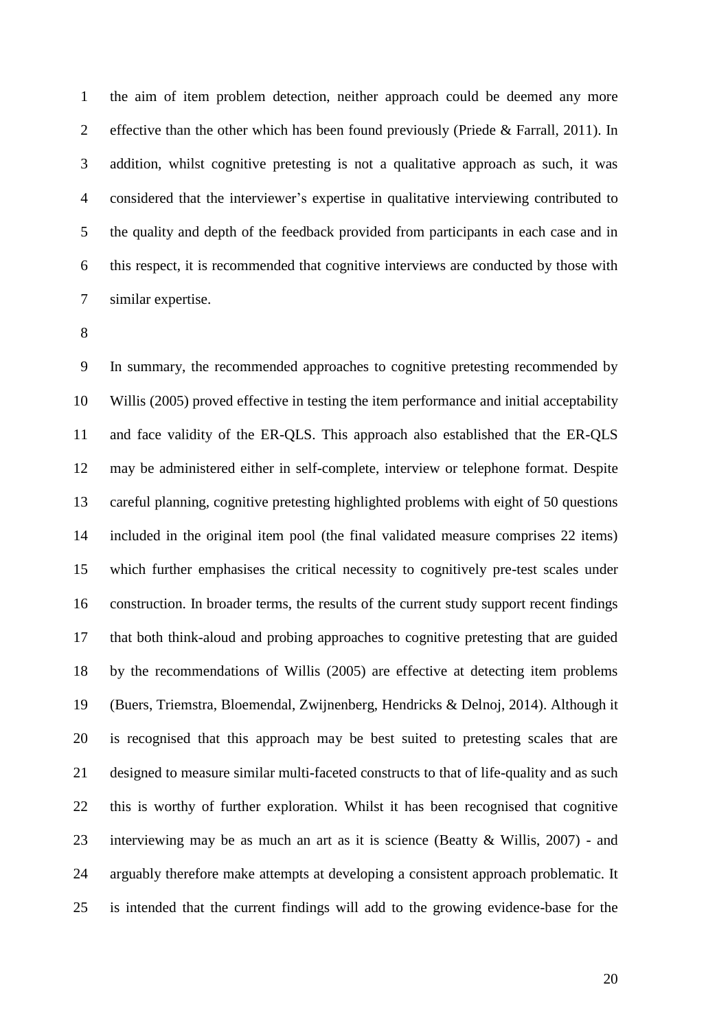the aim of item problem detection, neither approach could be deemed any more effective than the other which has been found previously (Priede & Farrall, 2011). In addition, whilst cognitive pretesting is not a qualitative approach as such, it was considered that the interviewer's expertise in qualitative interviewing contributed to the quality and depth of the feedback provided from participants in each case and in this respect, it is recommended that cognitive interviews are conducted by those with similar expertise.

In summary, the recommended approaches to cognitive pretesting recommended by Willis (2005) proved effective in testing the item performance and initial acceptability and face validity of the ER-QLS. This approach also established that the ER-QLS may be administered either in self-complete, interview or telephone format. Despite careful planning, cognitive pretesting highlighted problems with eight of 50 questions included in the original item pool (the final validated measure comprises 22 items) which further emphasises the critical necessity to cognitively pre-test scales under construction. In broader terms, the results of the current study support recent findings that both think-aloud and probing approaches to cognitive pretesting that are guided by the recommendations of Willis (2005) are effective at detecting item problems (Buers, Triemstra, Bloemendal, Zwijnenberg, Hendricks & Delnoj, 2014). Although it is recognised that this approach may be best suited to pretesting scales that are designed to measure similar multi-faceted constructs to that of life-quality and as such this is worthy of further exploration. Whilst it has been recognised that cognitive interviewing may be as much an art as it is science (Beatty & Willis, 2007) - and arguably therefore make attempts at developing a consistent approach problematic. It is intended that the current findings will add to the growing evidence-base for the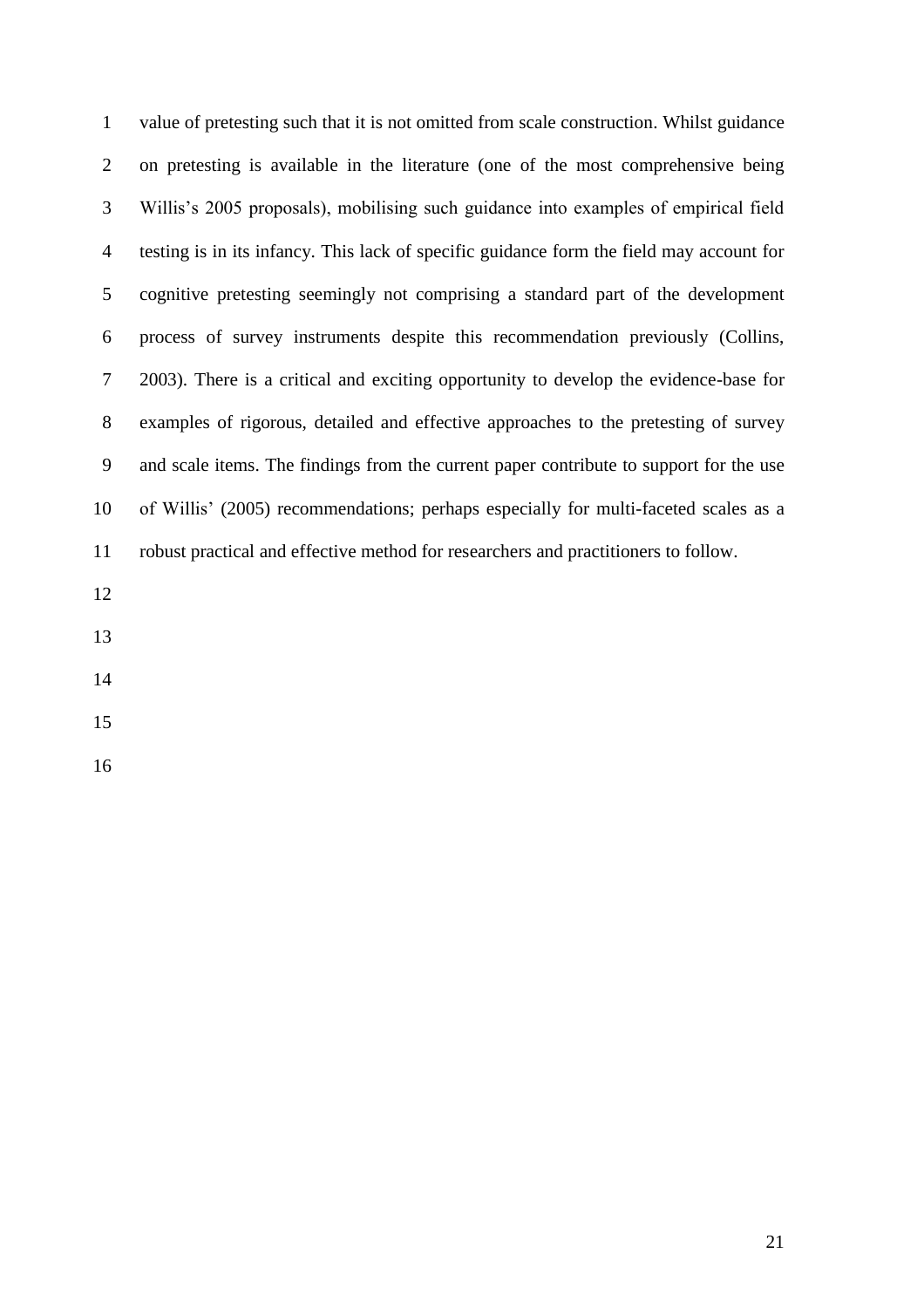value of pretesting such that it is not omitted from scale construction. Whilst guidance on pretesting is available in the literature (one of the most comprehensive being Willis's 2005 proposals), mobilising such guidance into examples of empirical field testing is in its infancy. This lack of specific guidance form the field may account for cognitive pretesting seemingly not comprising a standard part of the development process of survey instruments despite this recommendation previously (Collins, 2003). There is a critical and exciting opportunity to develop the evidence-base for examples of rigorous, detailed and effective approaches to the pretesting of survey and scale items. The findings from the current paper contribute to support for the use of Willis' (2005) recommendations; perhaps especially for multi-faceted scales as a robust practical and effective method for researchers and practitioners to follow.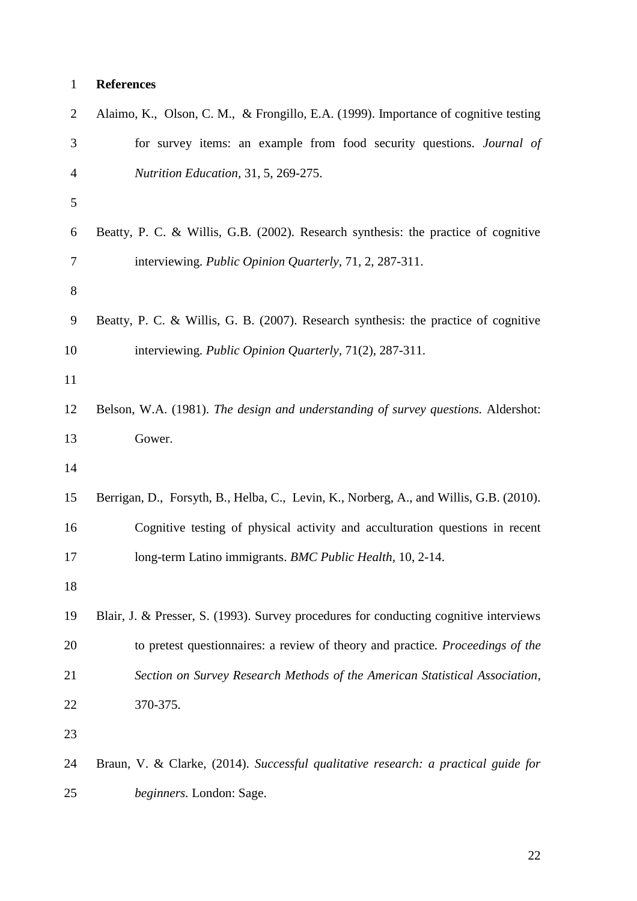**References**

Alaimo, K., Olson, C. M., & Frongillo, E.A. (1999). Importance of cognitive testing for survey items: an example from food security questions. *Journal of Nutrition Education,* 31, 5, 269-275.

Beatty, P. C. & Willis, G.B. (2002). Research synthesis: the practice of cognitive interviewing. *Public Opinion Quarterly,* 71, 2, 287-311.

Beatty, P. C. & Willis, G. B. (2007). Research synthesis: the practice of cognitive interviewing. *Public Opinion Quarterly,* 71(2), 287-311.

Belson, W.A. (1981). *The design and understanding of survey questions.* Aldershot: Gower.

Berrigan, D., Forsyth, B., Helba, C., Levin, K., Norberg, A., and Willis, G.B. (2010). Cognitive testing of physical activity and acculturation questions in recent long-term Latino immigrants. *BMC Public Health,* 10, 2-14.

Blair, J. & Presser, S. (1993). Survey procedures for conducting cognitive interviews to pretest questionnaires: a review of theory and practice. *Proceedings of the Section on Survey Research Methods of the American Statistical Association*, 370-375.

Braun, V. & Clarke, (2014). *Successful qualitative research: a practical guide for beginners.* London: Sage.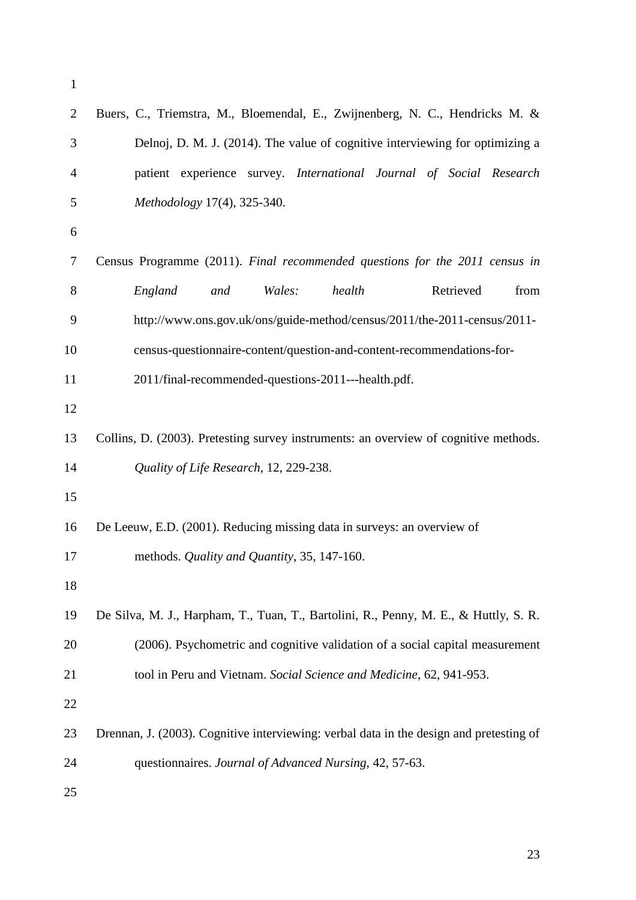Buers, C., Triemstra, M., Bloemendal, E., Zwijnenberg, N. C., Hendricks M. & Delnoj, D. M. J. (2014). The value of cognitive interviewing for optimizing a patient experience survey. *International Journal of Social Research Methodology* 17(4), 325-340.

Census Programme (2011). *Final recommended questions for the 2011 census in England and Wales: health* Retrieved from http://www.ons.gov.uk/ons/guide-method/census/2011/the-2011-census/2011-census-questionnaire-content/question-and-content-recommendations-for-2011/final-recommended-questions-2011---health.pdf.

Collins, D. (2003). Pretesting survey instruments: an overview of cognitive methods. *Quality of Life Research*, 12, 229-238.

De Leeuw, E.D. (2001). Reducing missing data in surveys: an overview of methods. *Quality and Quantity*, 35, 147-160.

De Silva, M. J., Harpham, T., Tuan, T., Bartolini, R., Penny, M. E., & Huttly, S. R. (2006). Psychometric and cognitive validation of a social capital measurement tool in Peru and Vietnam. *Social Science and Medicine*, 62, 941-953.

Drennan, J. (2003). Cognitive interviewing: verbal data in the design and pretesting of questionnaires. *Journal of Advanced Nursing*, 42, 57-63.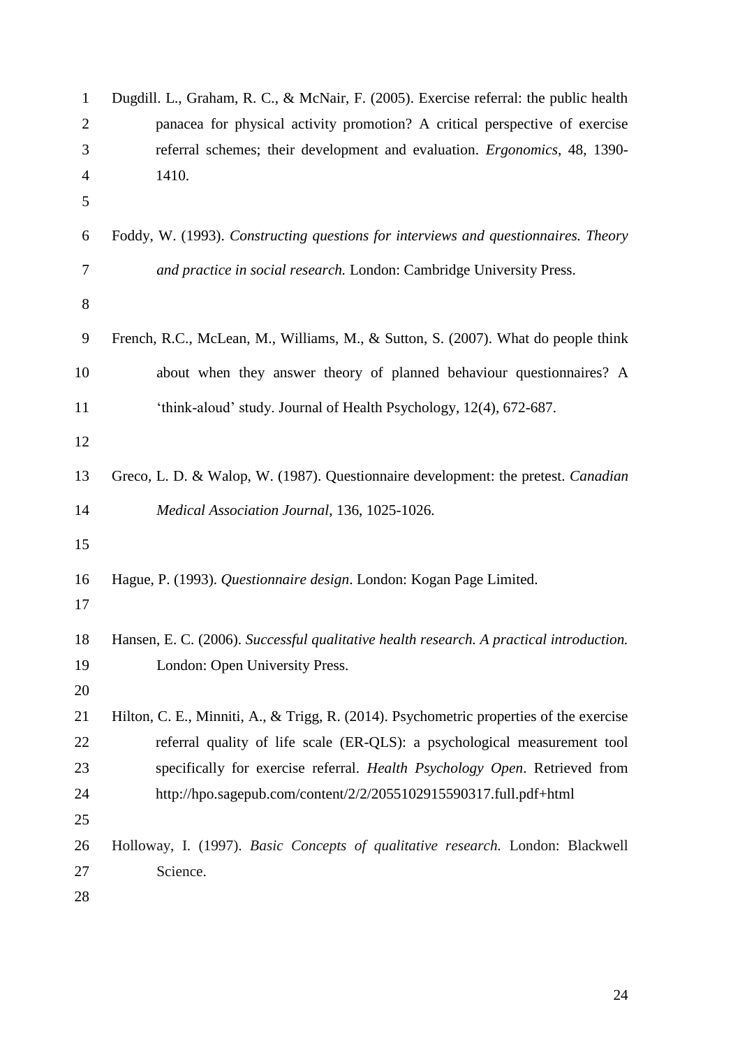Dugdill. L., Graham, R. C., & McNair, F. (2005). Exercise referral: the public health panacea for physical activity promotion? A critical perspective of exercise referral schemes; their development and evaluation. *Ergonomics,* 48, 1390-1410.

Foddy, W. (1993). *Constructing questions for interviews and questionnaires. Theory and practice in social research.* London: Cambridge University Press.

French, R.C., McLean, M., Williams, M., & Sutton, S. (2007). What do people think about when they answer theory of planned behaviour questionnaires? A 'think-aloud' study. Journal of Health Psychology, 12(4), 672-687.

Greco, L. D. & Walop, W. (1987). Questionnaire development: the pretest. *Canadian Medical Association Journal*, 136, 1025-1026.

Hague, P. (1993). *Questionnaire design*. London: Kogan Page Limited.

Hansen, E. C. (2006). *Successful qualitative health research. A practical introduction.* London: Open University Press.

Hilton, C. E., Minniti, A., & Trigg, R. (2014). Psychometric properties of the exercise referral quality of life scale (ER-QLS): a psychological measurement tool specifically for exercise referral. *Health Psychology Open*. Retrieved from http://hpo.sagepub.com/content/2/2/2055102915590317.full.pdf+html

Holloway, I. (1997). *Basic Concepts of qualitative research.* London: Blackwell Science.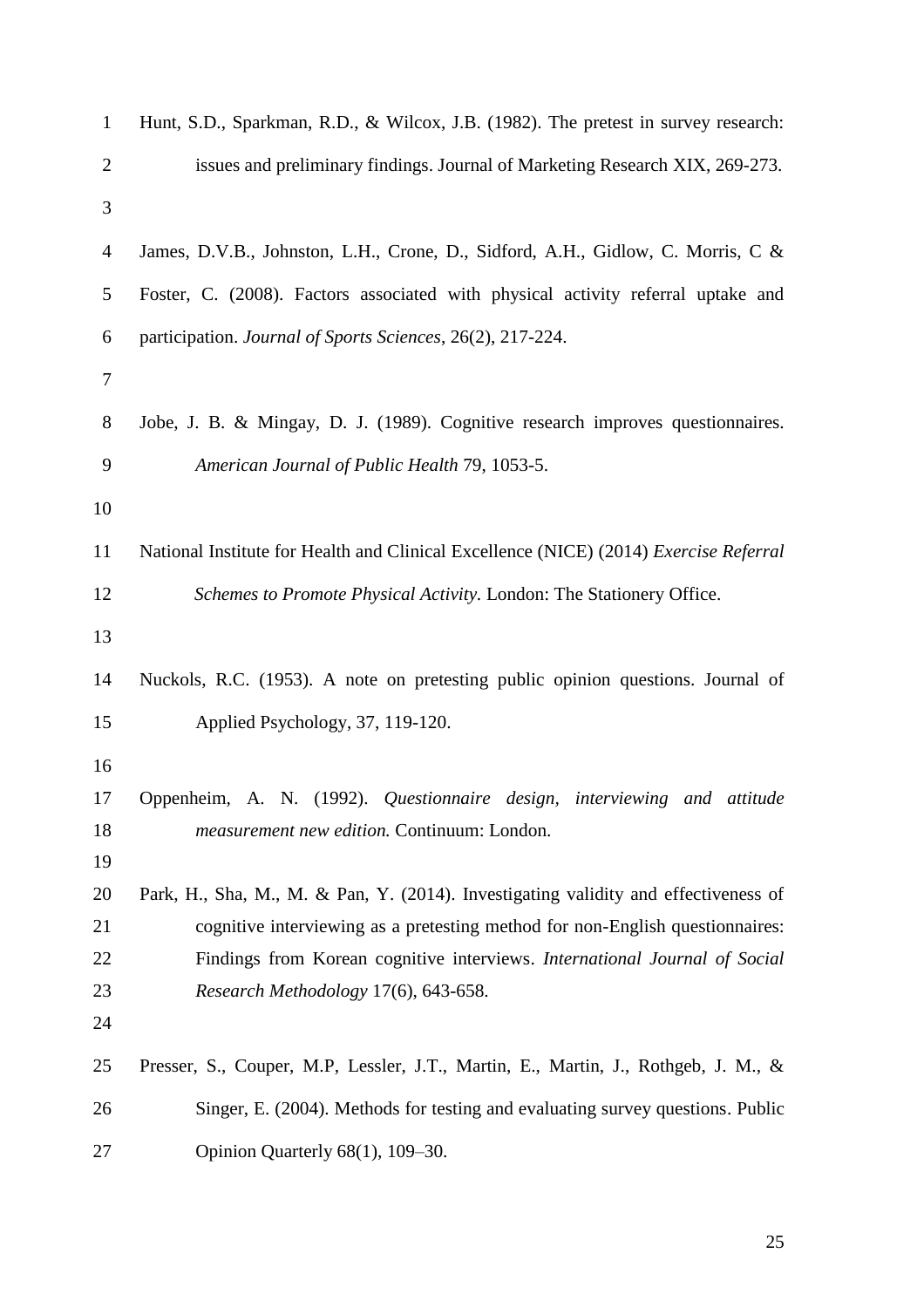Hunt, S.D., Sparkman, R.D., & Wilcox, J.B. (1982). The pretest in survey research: issues and preliminary findings. Journal of Marketing Research XIX, 269-273.

James, D.V.B., Johnston, L.H., Crone, D., Sidford, A.H., Gidlow, C. Morris, C & Foster, C. (2008). Factors associated with physical activity referral uptake and participation. *Journal of Sports Sciences*, 26(2), 217-224.

Jobe, J. B. & Mingay, D. J. (1989). Cognitive research improves questionnaires. *American Journal of Public Health* 79, 1053-5.

National Institute for Health and Clinical Excellence (NICE) (2014) *Exercise Referral Schemes to Promote Physical Activity*. London: The Stationery Office.

Nuckols, R.C. (1953). A note on pretesting public opinion questions. Journal of Applied Psychology, 37, 119-120.

Oppenheim, A. N. (1992). *Questionnaire design, interviewing and attitude measurement new edition.* Continuum: London.

Park, H., Sha, M., M. & Pan, Y. (2014). Investigating validity and effectiveness of cognitive interviewing as a pretesting method for non-English questionnaires: Findings from Korean cognitive interviews. *International Journal of Social Research Methodology* 17(6), 643-658.

Presser, S., Couper, M.P, Lessler, J.T., Martin, E., Martin, J., Rothgeb, J. M., & Singer, E. (2004). Methods for testing and evaluating survey questions. Public Opinion Quarterly 68(1), 109–30.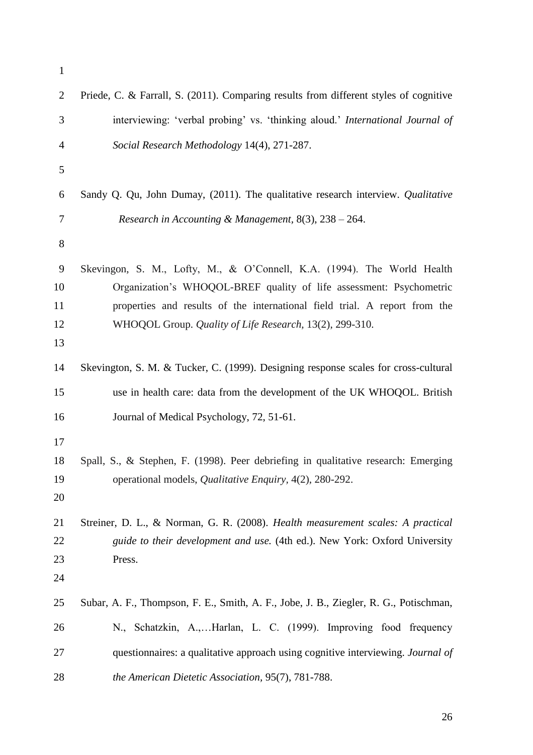Priede, C. & Farrall, S. (2011). Comparing results from different styles of cognitive interviewing: 'verbal probing' vs. 'thinking aloud.' *International Journal of Social Research Methodology* 14(4), 271-287.

Sandy Q. Qu, John Dumay, (2011). The qualitative research interview. *Qualitative Research in Accounting & Management,* 8(3), 238 – 264.

Skevingon, S. M., Lofty, M., & O'Connell, K.A. (1994). The World Health Organization's WHOQOL-BREF quality of life assessment: Psychometric properties and results of the international field trial. A report from the WHOQOL Group. *Quality of Life Research*, 13(2), 299-310.

Skevington, S. M. & Tucker, C. (1999). Designing response scales for cross-cultural use in health care: data from the development of the UK WHOQOL. British Journal of Medical Psychology, 72, 51-61.

Spall, S., & Stephen, F. (1998). Peer debriefing in qualitative research: Emerging operational models, *Qualitative Enquiry,* 4(2), 280-292.

Streiner, D. L., & Norman, G. R. (2008). *Health measurement scales: A practical guide to their development and use.* (4th ed.). New York: Oxford University Press.

Subar, A. F., Thompson, F. E., Smith, A. F., Jobe, J. B., Ziegler, R. G., Potischman, N., Schatzkin, A.,…Harlan, L. C. (1999). Improving food frequency questionnaires: a qualitative approach using cognitive interviewing. *Journal of the American Dietetic Association,* 95(7), 781-788.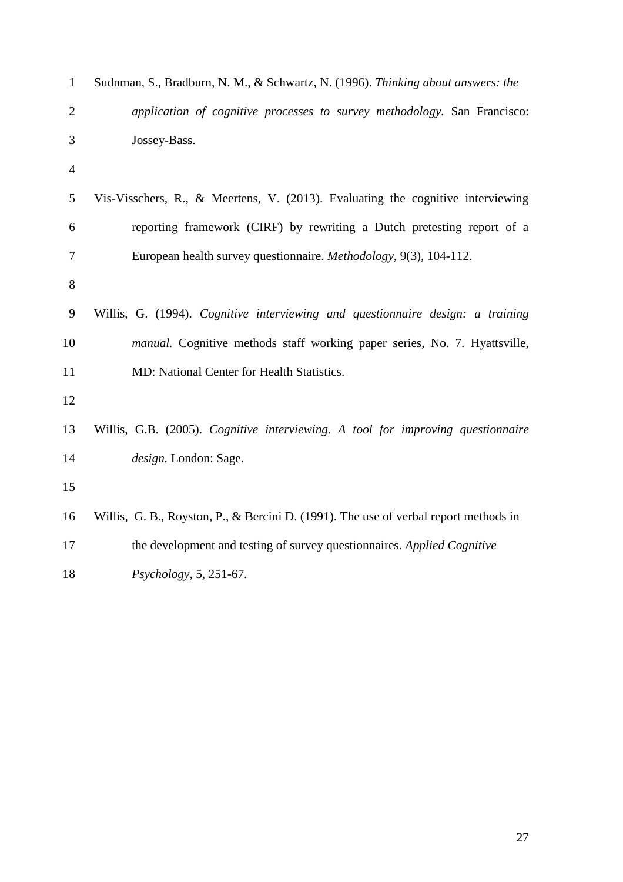Sudnman, S., Bradburn, N. M., & Schwartz, N. (1996). *Thinking about answers: the application of cognitive processes to survey methodology*. San Francisco: Jossey-Bass.

Vis-Visschers, R., & Meertens, V. (2013). Evaluating the cognitive interviewing reporting framework (CIRF) by rewriting a Dutch pretesting report of a European health survey questionnaire. *Methodology*, 9(3), 104-112.

Willis, G. (1994). *Cognitive interviewing and questionnaire design: a training manual.* Cognitive methods staff working paper series, No. 7. Hyattsville, MD: National Center for Health Statistics.

Willis, G.B. (2005). *Cognitive interviewing. A tool for improving questionnaire design.* London: Sage.

Willis, G. B., Royston, P., & Bercini D. (1991). The use of verbal report methods in the development and testing of survey questionnaires. *Applied Cognitive Psychology*, 5, 251-67.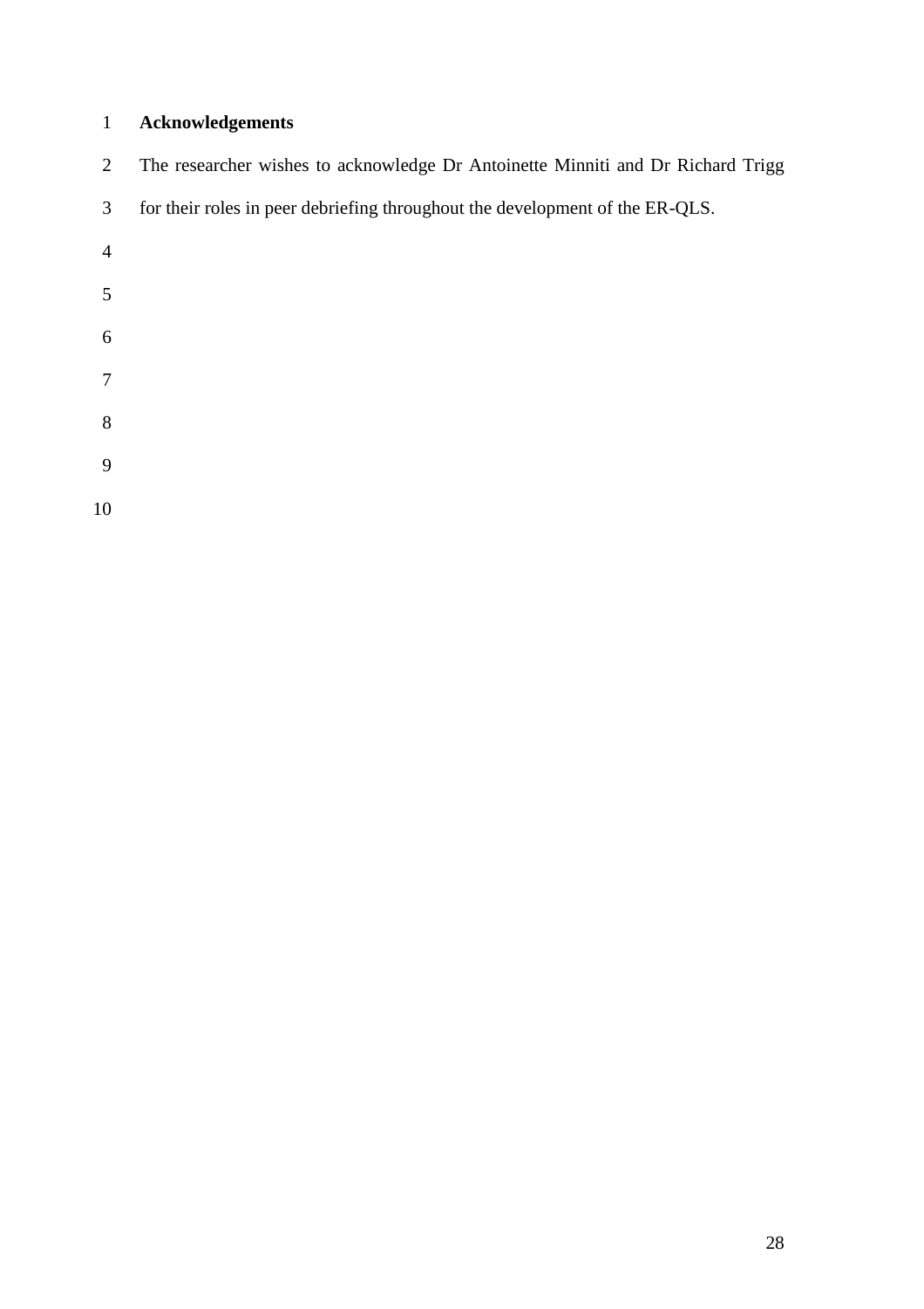## Acknowledgements

The researcher wishes to acknowledge Dr Antoinette Minniti and Dr Richard Trigg for their roles in peer debriefing throughout the development of the ER-QLS.